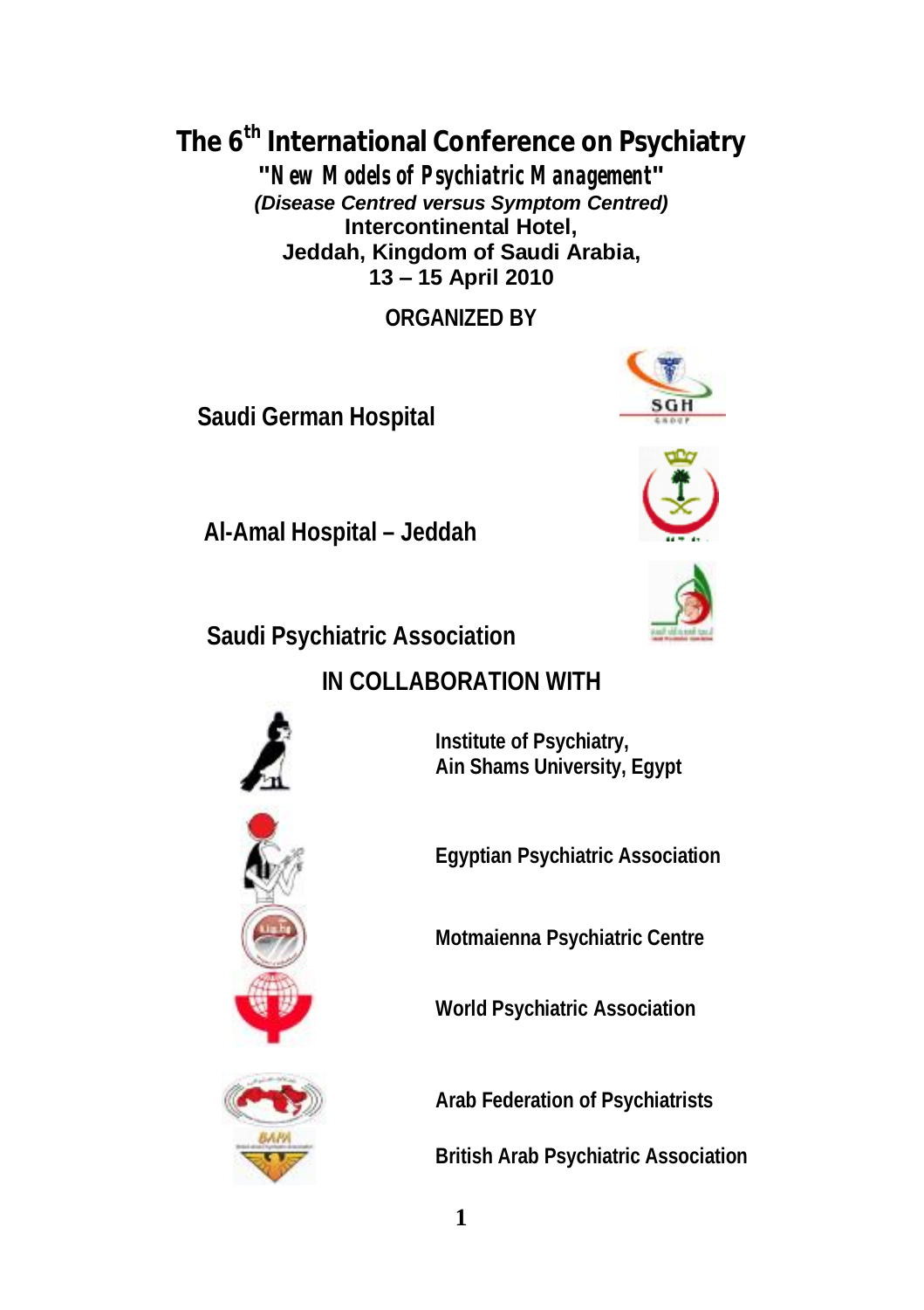# The 6th International Conference on Psychiatry

## "New Models of Psychiatric Management"

***(Disease Centred versus Symptom Centred)***

**Intercontinental Hotel,**
**Jeddah, Kingdom of Saudi Arabia,**
**13 – 15 April 2010**

**ORGANIZED BY**

**Saudi German Hospital**

**Al-Amal Hospital – Jeddah**

**Saudi Psychiatric Association**

**IN COLLABORATION WITH**

**Institute of Psychiatry,**
**Ain Shams University, Egypt**

**Egyptian Psychiatric Association**

**Motmaienna Psychiatric Centre**

**World Psychiatric Association**

**Arab Federation of Psychiatrists**

**British Arab Psychiatric Association**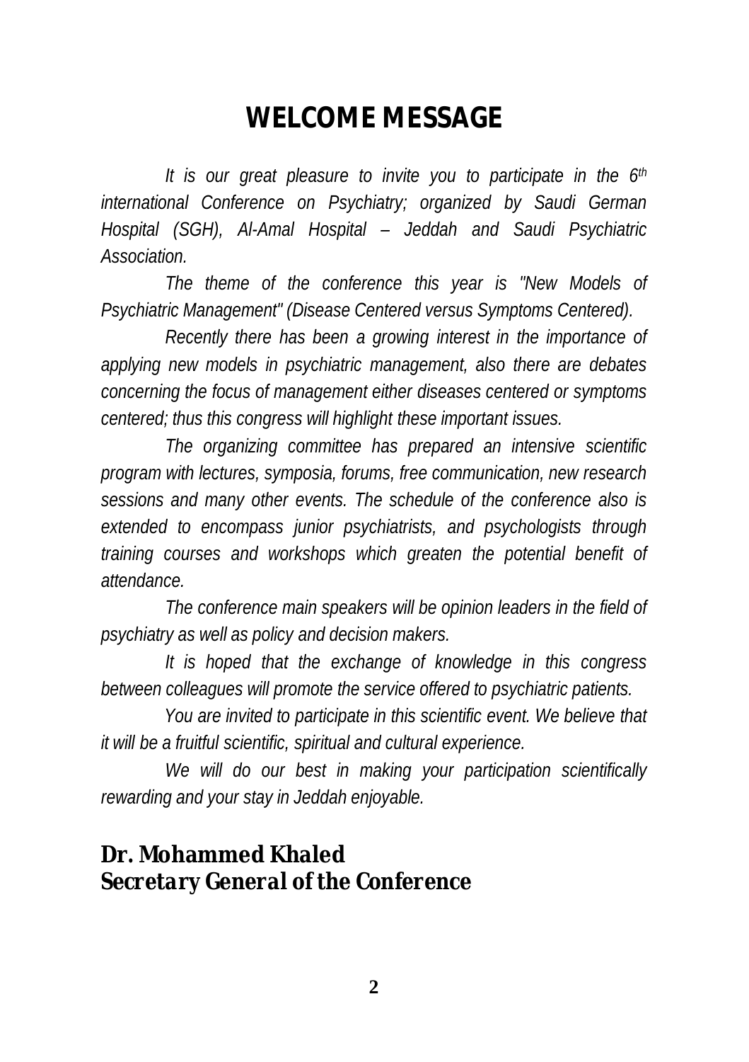# WELCOME MESSAGE

*It is our great pleasure to invite you to participate in the 6$^{th}$ international Conference on Psychiatry; organized by Saudi German Hospital (SGH), Al-Amal Hospital – Jeddah and Saudi Psychiatric Association.*

*The theme of the conference this year is "New Models of Psychiatric Management" (Disease Centered versus Symptoms Centered).*

*Recently there has been a growing interest in the importance of applying new models in psychiatric management, also there are debates concerning the focus of management either diseases centered or symptoms centered; thus this congress will highlight these important issues.*

*The organizing committee has prepared an intensive scientific program with lectures, symposia, forums, free communication, new research sessions and many other events. The schedule of the conference also is extended to encompass junior psychiatrists, and psychologists through training courses and workshops which greaten the potential benefit of attendance.*

*The conference main speakers will be opinion leaders in the field of psychiatry as well as policy and decision makers.*

*It is hoped that the exchange of knowledge in this congress between colleagues will promote the service offered to psychiatric patients.*

*You are invited to participate in this scientific event. We believe that it will be a fruitful scientific, spiritual and cultural experience.*

*We will do our best in making your participation scientifically rewarding and your stay in Jeddah enjoyable.*

***Dr. Mohammed Khaled***
***Secretary General of the Conference***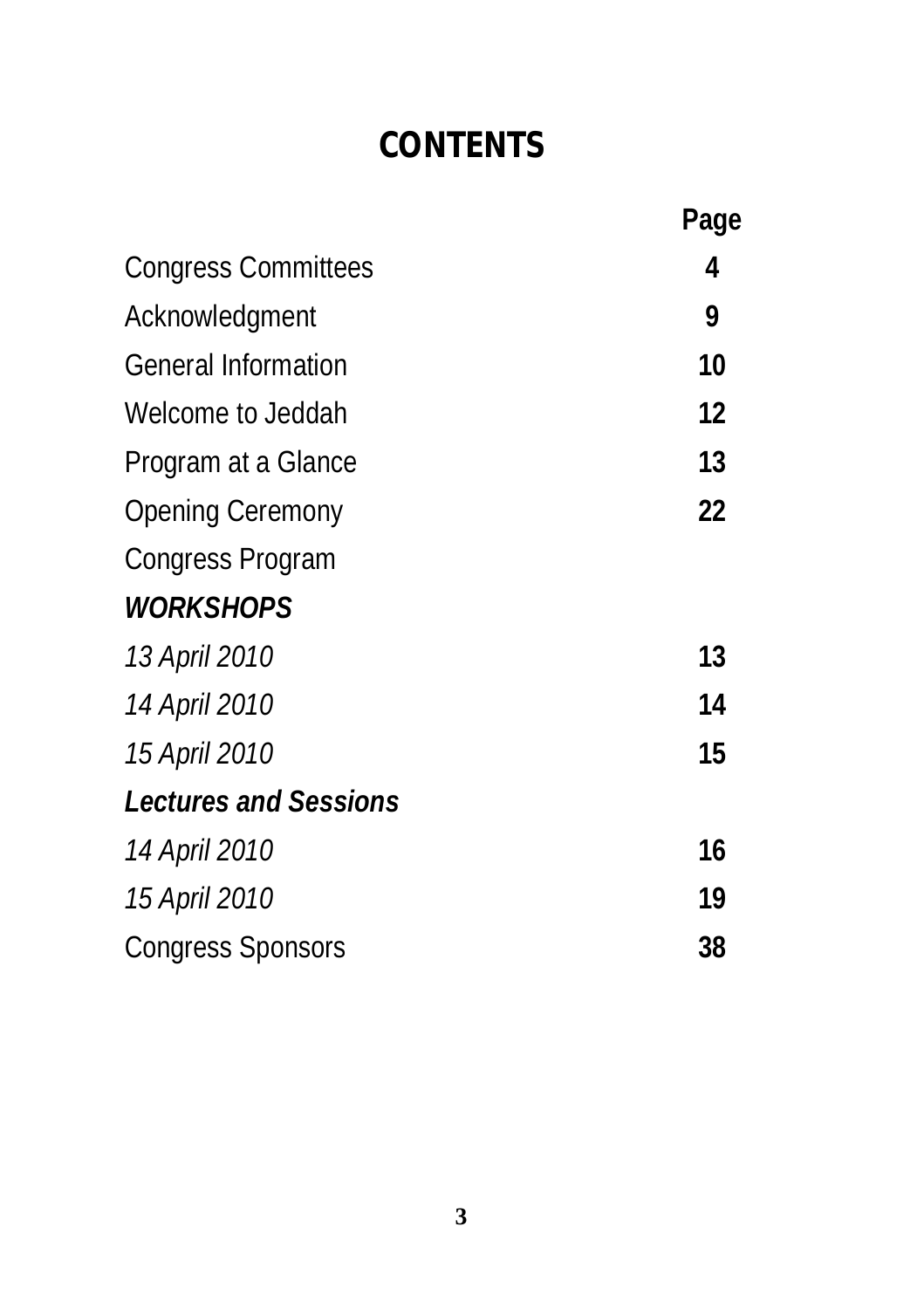# CONTENTS

| | Page |
|---|---|
| Congress Committees | **4** |
| Acknowledgment | **9** |
| General Information | **10** |
| Welcome to Jeddah | **12** |
| Program at a Glance | **13** |
| Opening Ceremony | **22** |
| Congress Program | |
| ***WORKSHOPS*** | |
| *13 April 2010* | **13** |
| *14 April 2010* | **14** |
| *15 April 2010* | **15** |
| ***Lectures and Sessions*** | |
| *14 April 2010* | **16** |
| *15 April 2010* | **19** |
| Congress Sponsors | **38** |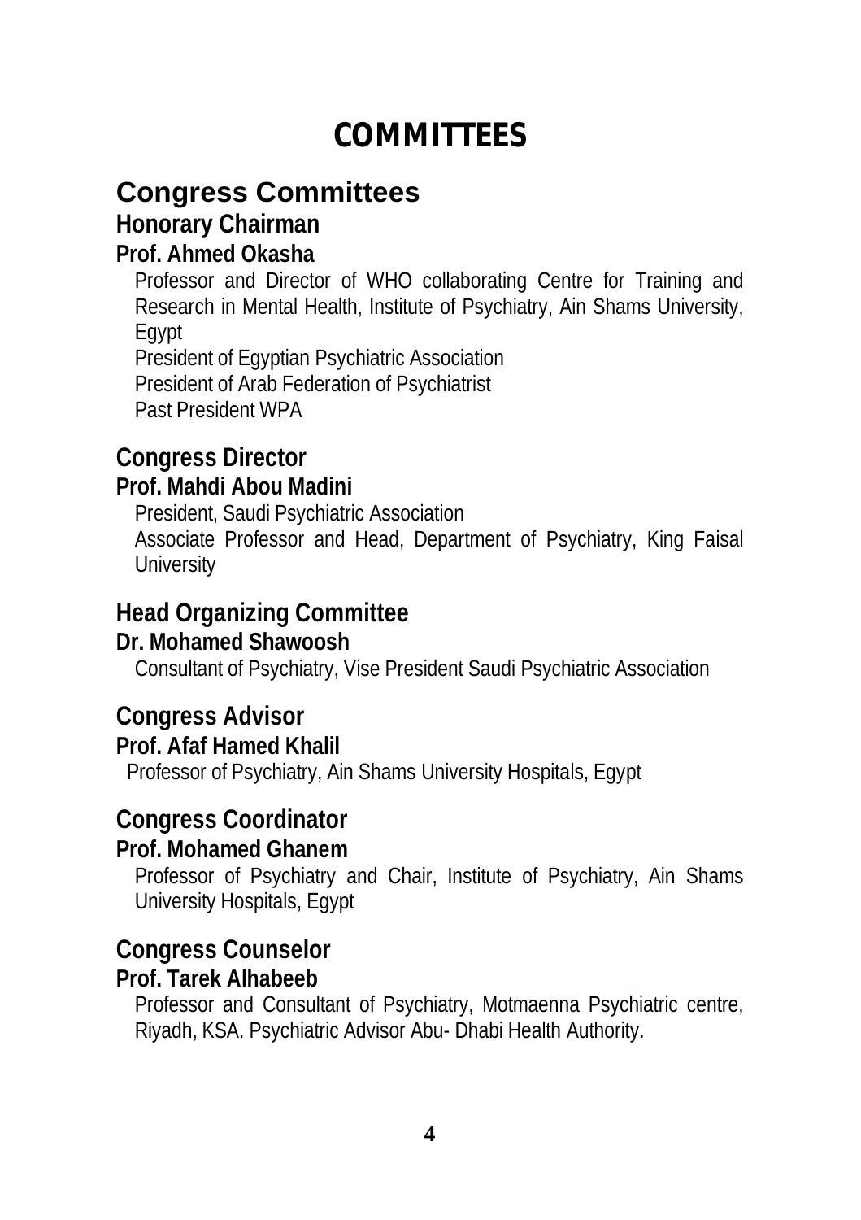# COMMITTEES

## Congress Committees

### Honorary Chairman

**Prof. Ahmed Okasha**

Professor and Director of WHO collaborating Centre for Training and Research in Mental Health, Institute of Psychiatry, Ain Shams University, Egypt
President of Egyptian Psychiatric Association
President of Arab Federation of Psychiatrist
Past President WPA

### Congress Director

**Prof. Mahdi Abou Madini**

President, Saudi Psychiatric Association
Associate Professor and Head, Department of Psychiatry, King Faisal University

### Head Organizing Committee

**Dr. Mohamed Shawoosh**

Consultant of Psychiatry, Vise President Saudi Psychiatric Association

### Congress Advisor

**Prof. Afaf Hamed Khalil**

Professor of Psychiatry, Ain Shams University Hospitals, Egypt

### Congress Coordinator

**Prof. Mohamed Ghanem**

Professor of Psychiatry and Chair, Institute of Psychiatry, Ain Shams University Hospitals, Egypt

### Congress Counselor

**Prof. Tarek Alhabeeb**

Professor and Consultant of Psychiatry, Motmaenna Psychiatric centre, Riyadh, KSA. Psychiatric Advisor Abu- Dhabi Health Authority.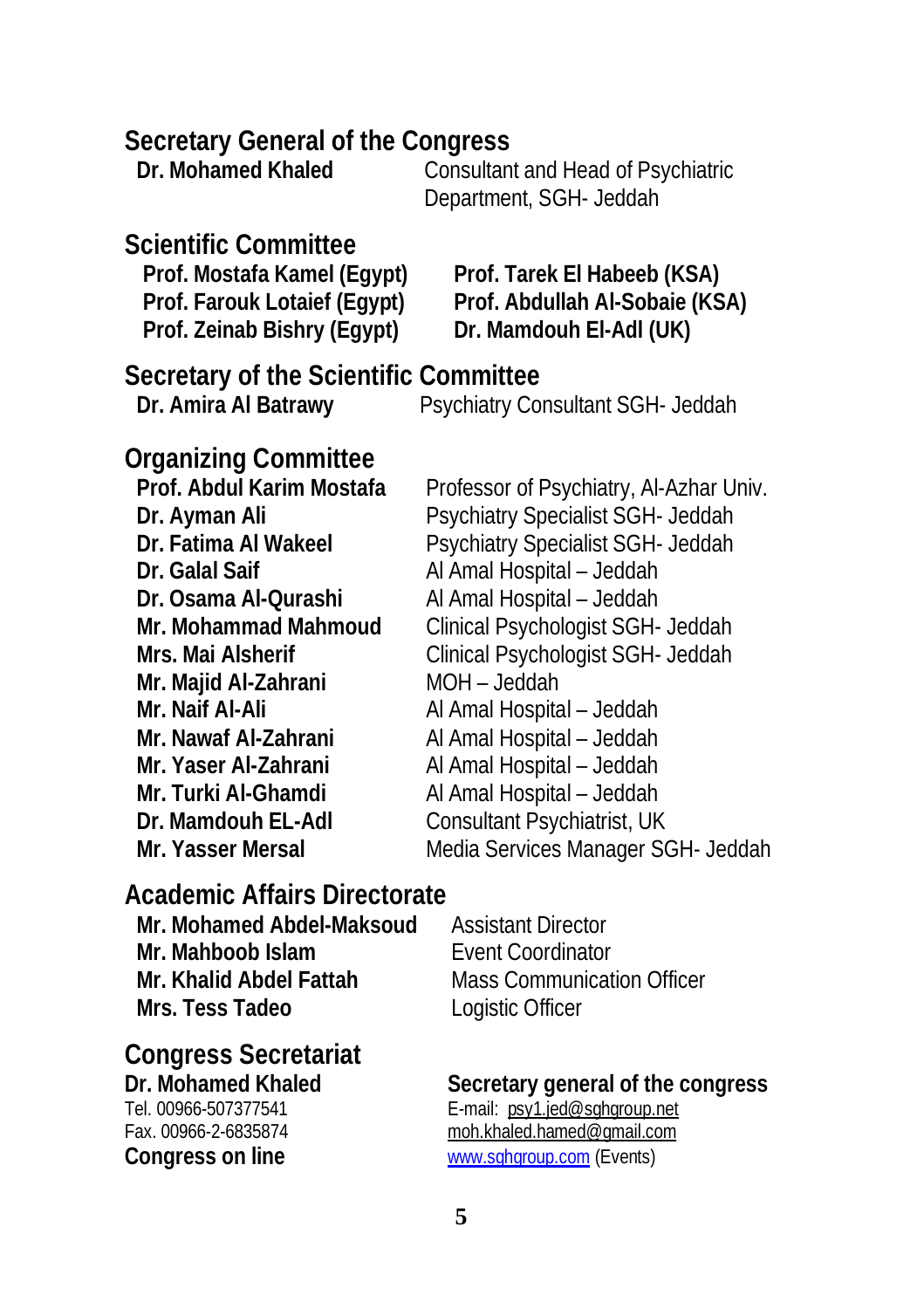## Secretary General of the Congress

| | |
|---|---|
| **Dr. Mohamed Khaled** | Consultant and Head of Psychiatric Department, SGH- Jeddah |

## Scientific Committee

| | |
|---|---|
| **Prof. Mostafa Kamel (Egypt)** | **Prof. Tarek El Habeeb (KSA)** |
| **Prof. Farouk Lotaief (Egypt)** | **Prof. Abdullah Al-Sobaie (KSA)** |
| **Prof. Zeinab Bishry (Egypt)** | **Dr. Mamdouh El-Adl (UK)** |

## Secretary of the Scientific Committee

| | |
|---|---|
| **Dr. Amira Al Batrawy** | Psychiatry Consultant SGH- Jeddah |

## Organizing Committee

| | |
|---|---|
| **Prof. Abdul Karim Mostafa** | Professor of Psychiatry, Al-Azhar Univ. |
| **Dr. Ayman Ali** | Psychiatry Specialist SGH- Jeddah |
| **Dr. Fatima Al Wakeel** | Psychiatry Specialist SGH- Jeddah |
| **Dr. Galal Saif** | Al Amal Hospital – Jeddah |
| **Dr. Osama Al-Qurashi** | Al Amal Hospital – Jeddah |
| **Mr. Mohammad Mahmoud** | Clinical Psychologist SGH- Jeddah |
| **Mrs. Mai Alsherif** | Clinical Psychologist SGH- Jeddah |
| **Mr. Majid Al-Zahrani** | MOH – Jeddah |
| **Mr. Naif Al-Ali** | Al Amal Hospital – Jeddah |
| **Mr. Nawaf Al-Zahrani** | Al Amal Hospital – Jeddah |
| **Mr. Yaser Al-Zahrani** | Al Amal Hospital – Jeddah |
| **Mr. Turki Al-Ghamdi** | Al Amal Hospital – Jeddah |
| **Dr. Mamdouh EL-Adl** | Consultant Psychiatrist, UK |
| **Mr. Yasser Mersal** | Media Services Manager SGH- Jeddah |

## Academic Affairs Directorate

| | |
|---|---|
| **Mr. Mohamed Abdel-Maksoud** | Assistant Director |
| **Mr. Mahboob Islam** | Event Coordinator |
| **Mr. Khalid Abdel Fattah** | Mass Communication Officer |
| **Mrs. Tess Tadeo** | Logistic Officer |

## Congress Secretariat

**Dr. Mohamed Khaled**
Tel. 00966-507377541
Fax. 00966-2-6835874

**Secretary general of the congress**
E-mail: psy1.jed@sghgroup.net
moh.khaled.hamed@gmail.com

**Congress on line**
www.sghgroup.com (Events)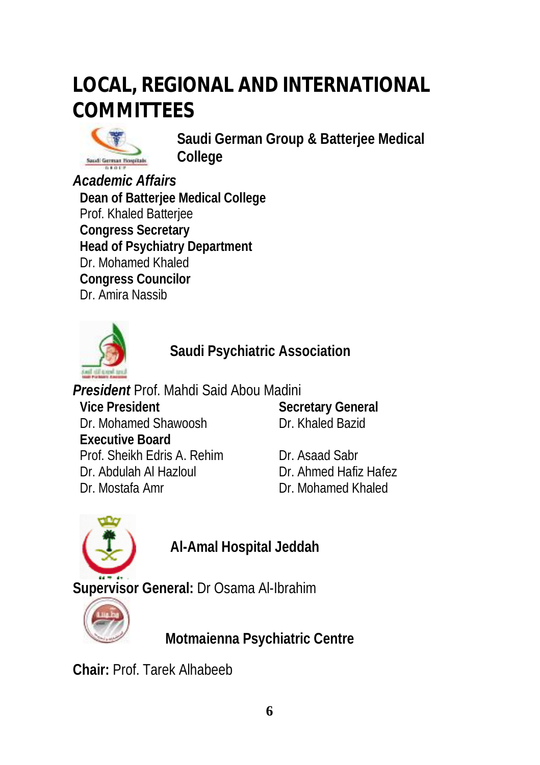# LOCAL, REGIONAL AND INTERNATIONAL COMMITTEES

## Saudi German Group & Batterjee Medical College

*Academic Affairs*

**Dean of Batterjee Medical College**
Prof. Khaled Batterjee

**Congress Secretary**

**Head of Psychiatry Department**
Dr. Mohamed Khaled

**Congress Councilor**
Dr. Amira Nassib

## Saudi Psychiatric Association

***President*** Prof. Mahdi Said Abou Madini

**Vice President**
Dr. Mohamed Shawoosh

**Secretary General**
Dr. Khaled Bazid

**Executive Board**
Prof. Sheikh Edris A. Rehim
Dr. Abdulah Al Hazloul
Dr. Mostafa Amr
Dr. Asaad Sabr
Dr. Ahmed Hafiz Hafez
Dr. Mohamed Khaled

## Al-Amal Hospital Jeddah

**Supervisor General:** Dr Osama Al-Ibrahim

## Motmaienna Psychiatric Centre

**Chair:** Prof. Tarek Alhabeeb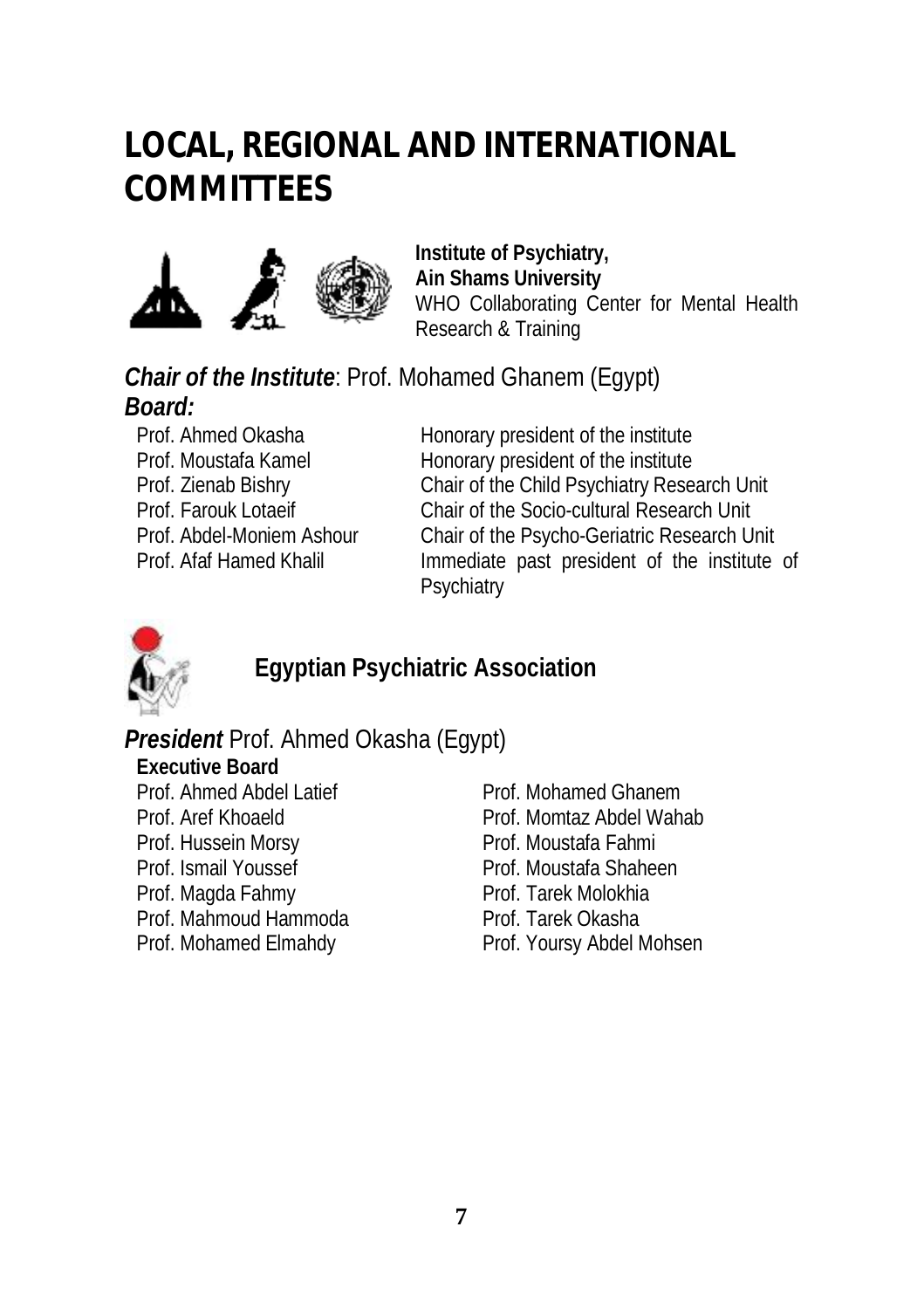# LOCAL, REGIONAL AND INTERNATIONAL COMMITTEES

**Institute of Psychiatry,**
**Ain Shams University**
WHO Collaborating Center for Mental Health Research & Training

***Chair of the Institute***: Prof. Mohamed Ghanem (Egypt)

***Board:***

| | |
|---|---|
| Prof. Ahmed Okasha | Honorary president of the institute |
| Prof. Moustafa Kamel | Honorary president of the institute |
| Prof. Zienab Bishry | Chair of the Child Psychiatry Research Unit |
| Prof. Farouk Lotaeif | Chair of the Socio-cultural Research Unit |
| Prof. Abdel-Moniem Ashour | Chair of the Psycho-Geriatric Research Unit |
| Prof. Afaf Hamed Khalil | Immediate past president of the institute of Psychiatry |

## Egyptian Psychiatric Association

***President*** Prof. Ahmed Okasha (Egypt)

**Executive Board**

Prof. Ahmed Abdel Latief
Prof. Aref Khoaeld
Prof. Hussein Morsy
Prof. Ismail Youssef
Prof. Magda Fahmy
Prof. Mahmoud Hammoda
Prof. Mohamed Elmahdy
Prof. Mohamed Ghanem
Prof. Momtaz Abdel Wahab
Prof. Moustafa Fahmi
Prof. Moustafa Shaheen
Prof. Tarek Molokhia
Prof. Tarek Okasha
Prof. Yoursy Abdel Mohsen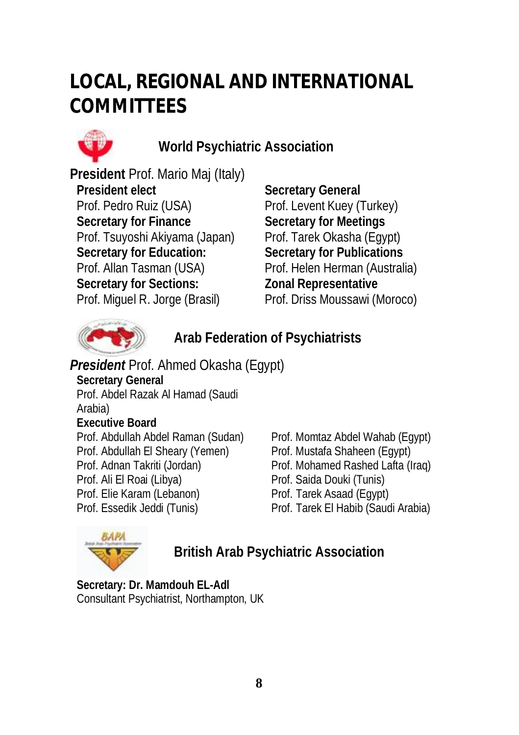# LOCAL, REGIONAL AND INTERNATIONAL COMMITTEES

## World Psychiatric Association

**President** Prof. Mario Maj (Italy)

**President elect**
Prof. Pedro Ruiz (USA)

**Secretary for Finance**
Prof. Tsuyoshi Akiyama (Japan)

**Secretary for Education:**
Prof. Allan Tasman (USA)

**Secretary for Sections:**
Prof. Miguel R. Jorge (Brasil)

**Secretary General**
Prof. Levent Kuey (Turkey)

**Secretary for Meetings**
Prof. Tarek Okasha (Egypt)

**Secretary for Publications**
Prof. Helen Herman (Australia)

**Zonal Representative**
Prof. Driss Moussawi (Moroco)

## Arab Federation of Psychiatrists

***President*** Prof. Ahmed Okasha (Egypt)

**Secretary General**
Prof. Abdel Razak Al Hamad (Saudi Arabia)

**Executive Board**
Prof. Abdullah Abdel Raman (Sudan)
Prof. Abdullah El Sheary (Yemen)
Prof. Adnan Takriti (Jordan)
Prof. Ali El Roai (Libya)
Prof. Elie Karam (Lebanon)
Prof. Essedik Jeddi (Tunis)
Prof. Momtaz Abdel Wahab (Egypt)
Prof. Mustafa Shaheen (Egypt)
Prof. Mohamed Rashed Lafta (Iraq)
Prof. Saida Douki (Tunis)
Prof. Tarek Asaad (Egypt)
Prof. Tarek El Habib (Saudi Arabia)

## British Arab Psychiatric Association

**Secretary: Dr. Mamdouh EL-Adl**
Consultant Psychiatrist, Northampton, UK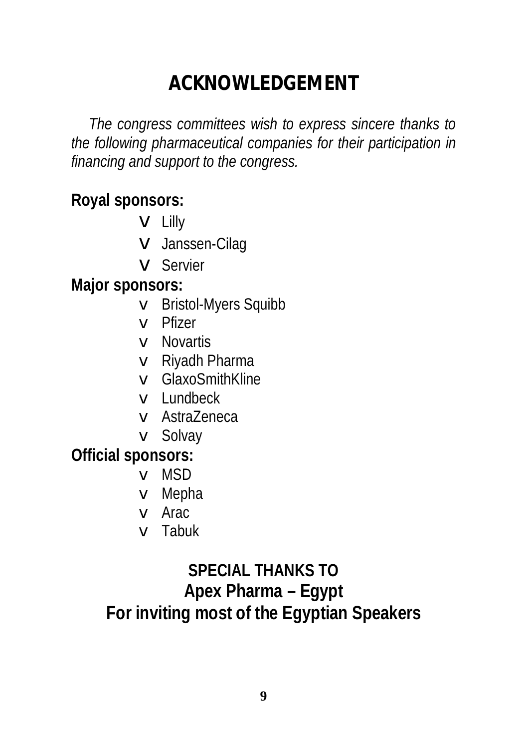# ACKNOWLEDGEMENT

*The congress committees wish to express sincere thanks to the following pharmaceutical companies for their participation in financing and support to the congress.*

**Royal sponsors:**

- Lilly
- Janssen-Cilag
- Servier

**Major sponsors:**

- Bristol-Myers Squibb
- Pfizer
- Novartis
- Riyadh Pharma
- GlaxoSmithKline
- Lundbeck
- AstraZeneca
- Solvay

**Official sponsors:**

- MSD
- Mepha
- Arac
- Tabuk

**SPECIAL THANKS TO**

**Apex Pharma – Egypt**

**For inviting most of the Egyptian Speakers**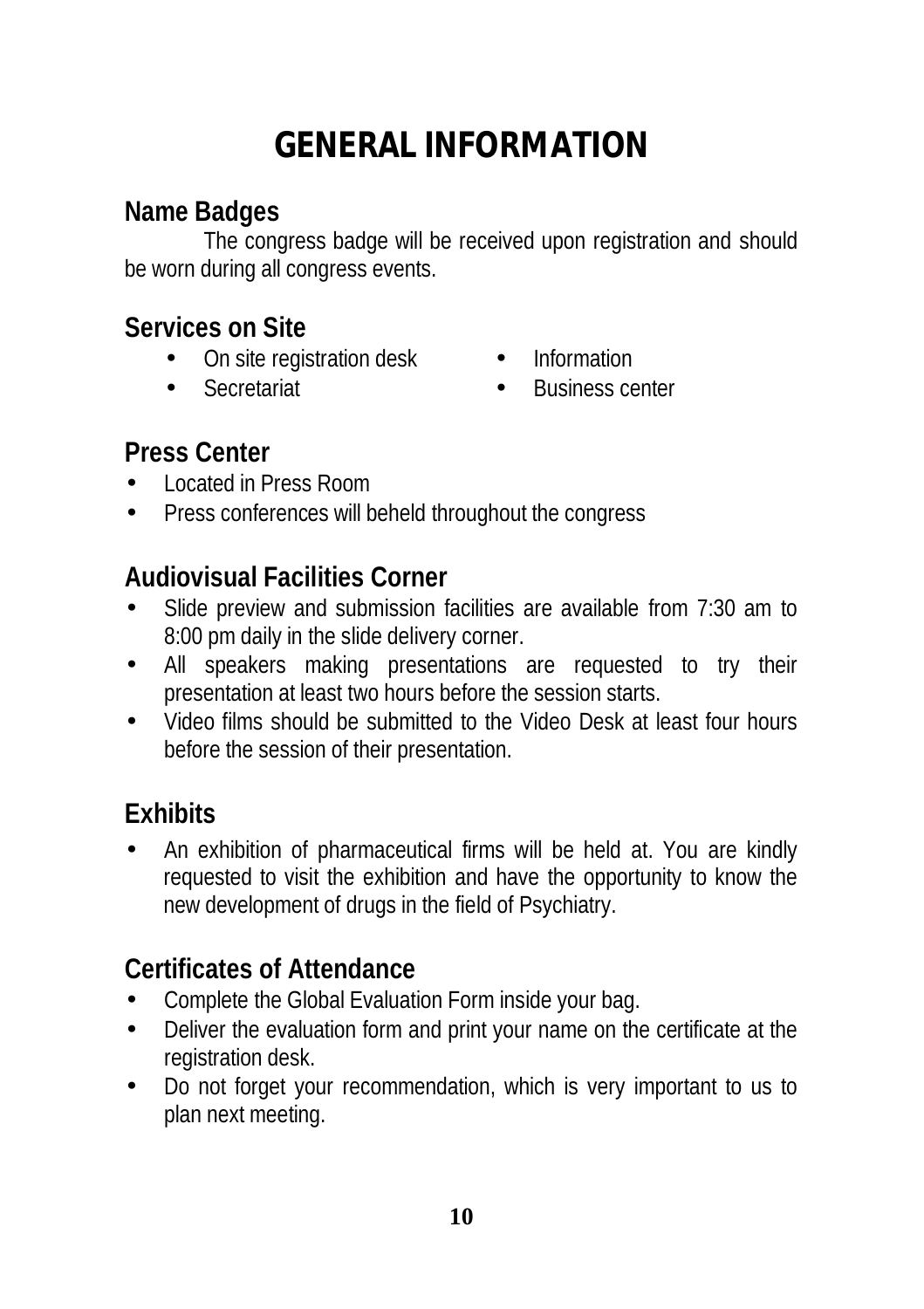# GENERAL INFORMATION

## Name Badges

The congress badge will be received upon registration and should be worn during all congress events.

## Services on Site

- On site registration desk
- Secretariat
- Information
- Business center

## Press Center

- Located in Press Room
- Press conferences will beheld throughout the congress

## Audiovisual Facilities Corner

- Slide preview and submission facilities are available from 7:30 am to 8:00 pm daily in the slide delivery corner.
- All speakers making presentations are requested to try their presentation at least two hours before the session starts.
- Video films should be submitted to the Video Desk at least four hours before the session of their presentation.

## Exhibits

- An exhibition of pharmaceutical firms will be held at. You are kindly requested to visit the exhibition and have the opportunity to know the new development of drugs in the field of Psychiatry.

## Certificates of Attendance

- Complete the Global Evaluation Form inside your bag.
- Deliver the evaluation form and print your name on the certificate at the registration desk.
- Do not forget your recommendation, which is very important to us to plan next meeting.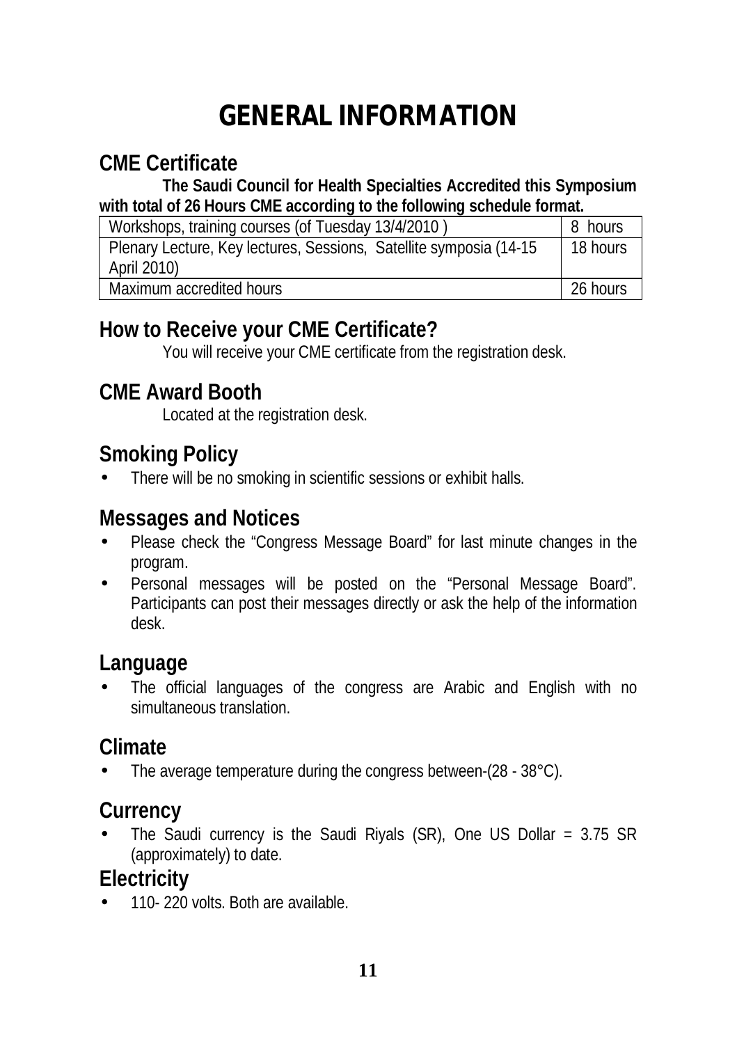# GENERAL INFORMATION

## CME Certificate

**The Saudi Council for Health Specialties Accredited this Symposium with total of 26 Hours CME according to the following schedule format.**

| Workshops, training courses (of Tuesday 13/4/2010 ) | 8 hours |
|---|---|
| Plenary Lecture, Key lectures, Sessions, Satellite symposia (14-15 April 2010) | 18 hours |
| Maximum accredited hours | 26 hours |

## How to Receive your CME Certificate?

You will receive your CME certificate from the registration desk.

## CME Award Booth

Located at the registration desk.

## Smoking Policy

- There will be no smoking in scientific sessions or exhibit halls.

## Messages and Notices

- Please check the "Congress Message Board" for last minute changes in the program.
- Personal messages will be posted on the "Personal Message Board". Participants can post their messages directly or ask the help of the information desk.

## Language

- The official languages of the congress are Arabic and English with no simultaneous translation.

## Climate

- The average temperature during the congress between-(28 - 38°C).

## Currency

- The Saudi currency is the Saudi Riyals (SR), One US Dollar = 3.75 SR (approximately) to date.

## Electricity

- 110- 220 volts. Both are available.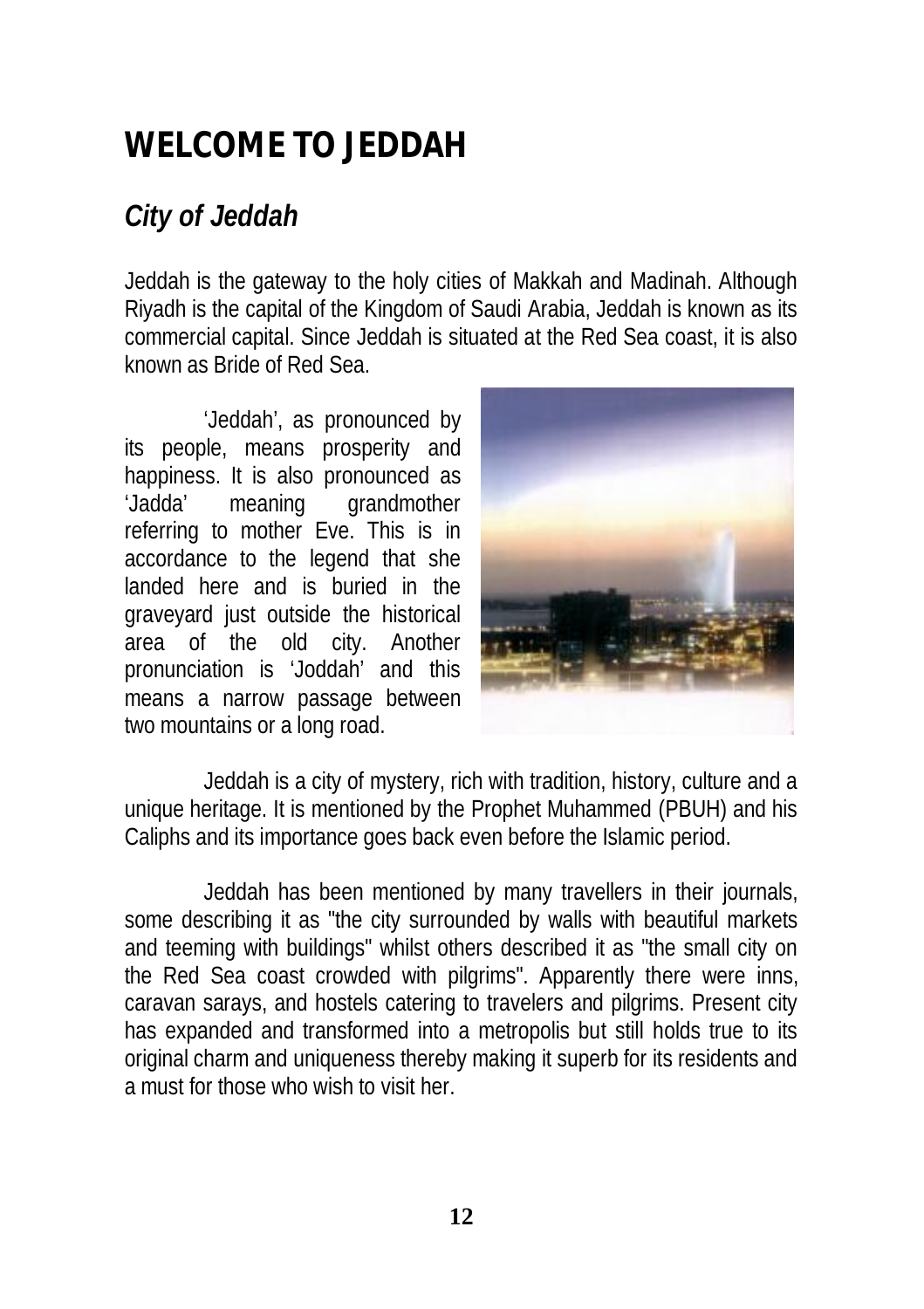# WELCOME TO JEDDAH

## *City of Jeddah*

Jeddah is the gateway to the holy cities of Makkah and Madinah. Although Riyadh is the capital of the Kingdom of Saudi Arabia, Jeddah is known as its commercial capital. Since Jeddah is situated at the Red Sea coast, it is also known as Bride of Red Sea.

'Jeddah', as pronounced by its people, means prosperity and happiness. It is also pronounced as 'Jadda' meaning grandmother referring to mother Eve. This is in accordance to the legend that she landed here and is buried in the graveyard just outside the historical area of the old city. Another pronunciation is 'Joddah' and this means a narrow passage between two mountains or a long road.

Jeddah is a city of mystery, rich with tradition, history, culture and a unique heritage. It is mentioned by the Prophet Muhammed (PBUH) and his Caliphs and its importance goes back even before the Islamic period.

Jeddah has been mentioned by many travellers in their journals, some describing it as "the city surrounded by walls with beautiful markets and teeming with buildings" whilst others described it as "the small city on the Red Sea coast crowded with pilgrims". Apparently there were inns, caravan sarays, and hostels catering to travelers and pilgrims. Present city has expanded and transformed into a metropolis but still holds true to its original charm and uniqueness thereby making it superb for its residents and a must for those who wish to visit her.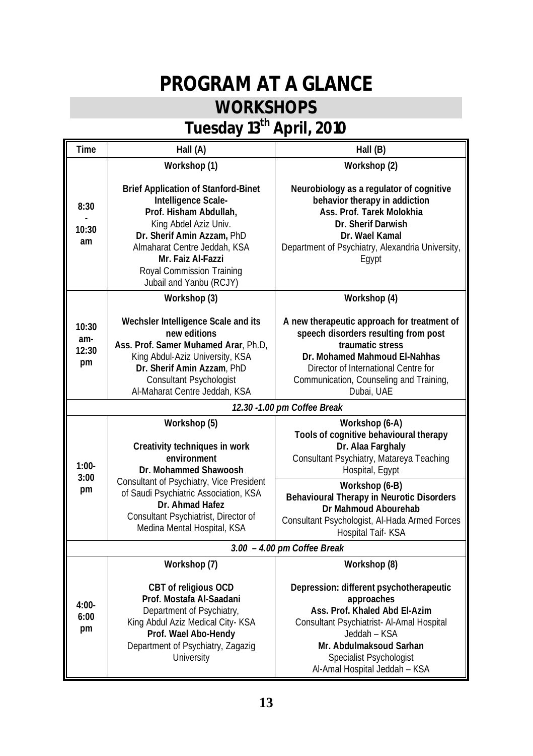# PROGRAM AT A GLANCE

## WORKSHOPS

## Tuesday 13th April, 2010

| Time | Hall (A) | Hall (B) |
|---|---|---|
| 8:30 - 10:30 am | **Workshop (1)**<br><br>**Brief Application of Stanford-Binet Intelligence Scale-**<br>**Prof. Hisham Abdullah,**<br>King Abdel Aziz Univ.<br>**Dr. Sherif Amin Azzam,** PhD<br>Almaharat Centre Jeddah, KSA<br>**Mr. Faiz Al-Fazzi**<br>Royal Commission Training<br>Jubail and Yanbu (RCJY) | **Workshop (2)**<br><br>**Neurobiology as a regulator of cognitive behavior therapy in addiction**<br>**Ass. Prof. Tarek Molokhia**<br>**Dr. Sherif Darwish**<br>**Dr. Wael Kamal**<br>Department of Psychiatry, Alexandria University, Egypt |
| 10:30 am- 12:30 pm | **Workshop (3)**<br><br>**Wechsler Intelligence Scale and its new editions**<br>**Ass. Prof. Samer Muhamed Arar**, Ph.D,<br>King Abdul-Aziz University, KSA<br>**Dr. Sherif Amin Azzam**, PhD<br>Consultant Psychologist<br>Al-Maharat Centre Jeddah, KSA | **Workshop (4)**<br><br>**A new therapeutic approach for treatment of speech disorders resulting from post traumatic stress**<br>**Dr. Mohamed Mahmoud El-Nahhas**<br>Director of International Centre for Communication, Counseling and Training, Dubai, UAE |
| | *12.30 -1.00 pm Coffee Break* | |
| 1:00- 3:00 pm | **Workshop (5)**<br><br>**Creativity techniques in work environment**<br>**Dr. Mohammed Shawoosh**<br>Consultant of Psychiatry, Vice President of Saudi Psychiatric Association, KSA<br>**Dr. Ahmad Hafez**<br>Consultant Psychiatrist, Director of Medina Mental Hospital, KSA | **Workshop (6-A)**<br>**Tools of cognitive behavioural therapy**<br>**Dr. Alaa Farghaly**<br>Consultant Psychiatry, Matareya Teaching Hospital, Egypt<br><br>**Workshop (6-B)**<br>**Behavioural Therapy in Neurotic Disorders**<br>**Dr Mahmoud Abourehab**<br>Consultant Psychologist, Al-Hada Armed Forces Hospital Taif- KSA |
| | *3.00 – 4.00 pm Coffee Break* | |
| 4:00- 6:00 pm | **Workshop (7)**<br><br>**CBT of religious OCD**<br>**Prof. Mostafa Al-Saadani**<br>Department of Psychiatry,<br>King Abdul Aziz Medical City- KSA<br>**Prof. Wael Abo-Hendy**<br>Department of Psychiatry, Zagazig University | **Workshop (8)**<br><br>**Depression: different psychotherapeutic approaches**<br>**Ass. Prof. Khaled Abd El-Azim**<br>Consultant Psychiatrist- Al-Amal Hospital Jeddah – KSA<br>**Mr. Abdulmaksoud Sarhan**<br>Specialist Psychologist<br>Al-Amal Hospital Jeddah – KSA |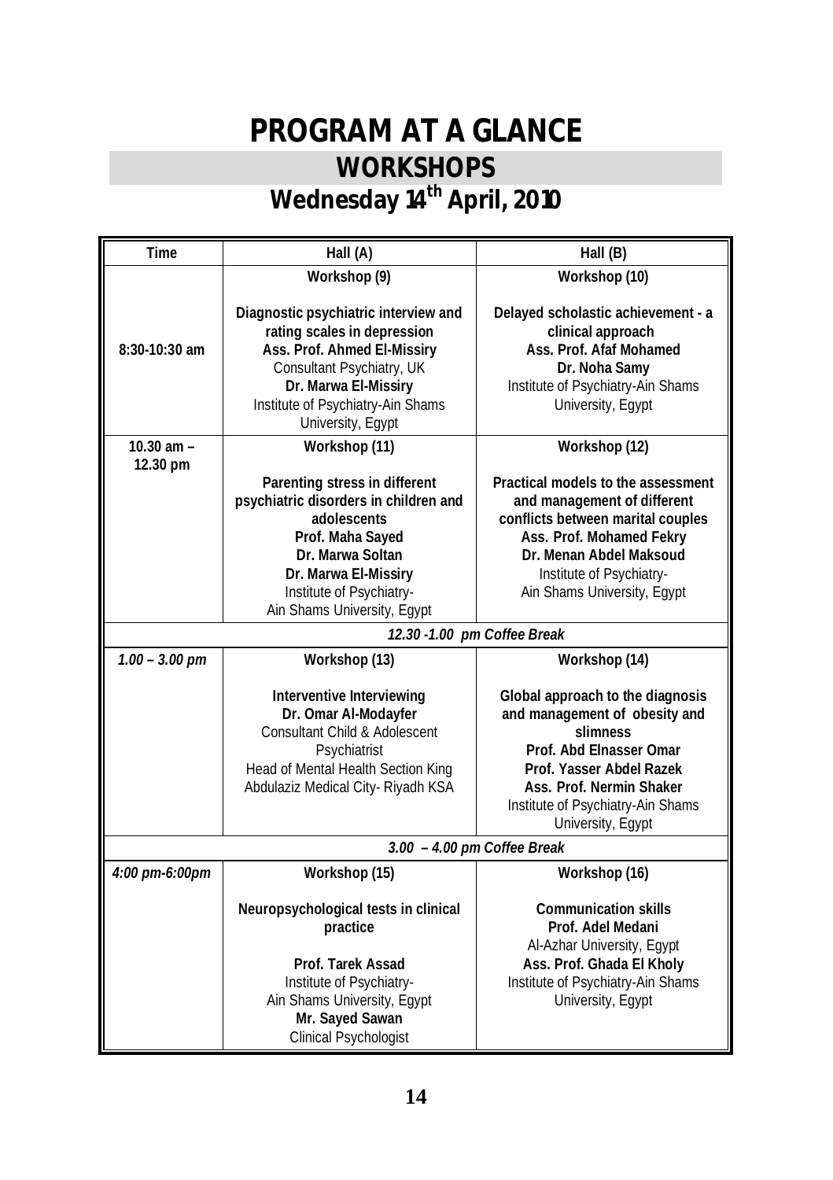# PROGRAM AT A GLANCE

## WORKSHOPS

## Wednesday 14th April, 2010

| Time | Hall (A) | Hall (B) |
|---|---|---|
| 8:30-10:30 am | **Workshop (9)**<br><br>**Diagnostic psychiatric interview and rating scales in depression**<br>**Ass. Prof. Ahmed El-Missiry**<br>Consultant Psychiatry, UK<br>**Dr. Marwa El-Missiry**<br>Institute of Psychiatry-Ain Shams University, Egypt | **Workshop (10)**<br><br>**Delayed scholastic achievement - a clinical approach**<br>**Ass. Prof. Afaf Mohamed**<br>**Dr. Noha Samy**<br>Institute of Psychiatry-Ain Shams University, Egypt |
| 10.30 am – 12.30 pm | **Workshop (11)**<br><br>**Parenting stress in different psychiatric disorders in children and adolescents**<br>**Prof. Maha Sayed**<br>**Dr. Marwa Soltan**<br>**Dr. Marwa El-Missiry**<br>Institute of Psychiatry-Ain Shams University, Egypt | **Workshop (12)**<br><br>**Practical models to the assessment and management of different conflicts between marital couples**<br>**Ass. Prof. Mohamed Fekry**<br>**Dr. Menan Abdel Maksoud**<br>Institute of Psychiatry-Ain Shams University, Egypt |
| *12.30 -1.00 pm Coffee Break* | | |
| *1.00 – 3.00 pm* | **Workshop (13)**<br><br>**Interventive Interviewing**<br>**Dr. Omar Al-Modayfer**<br>Consultant Child & Adolescent Psychiatrist<br>Head of Mental Health Section King Abdulaziz Medical City- Riyadh KSA | **Workshop (14)**<br><br>**Global approach to the diagnosis and management of obesity and slimness**<br>**Prof. Abd Elnasser Omar**<br>**Prof. Yasser Abdel Razek**<br>**Ass. Prof. Nermin Shaker**<br>Institute of Psychiatry-Ain Shams University, Egypt |
| *3.00 – 4.00 pm Coffee Break* | | |
| *4:00 pm-6:00pm* | **Workshop (15)**<br><br>**Neuropsychological tests in clinical practice**<br><br>**Prof. Tarek Assad**<br>Institute of Psychiatry-Ain Shams University, Egypt<br>**Mr. Sayed Sawan**<br>Clinical Psychologist | **Workshop (16)**<br><br>**Communication skills**<br>**Prof. Adel Medani**<br>Al-Azhar University, Egypt<br>**Ass. Prof. Ghada El Kholy**<br>Institute of Psychiatry-Ain Shams University, Egypt |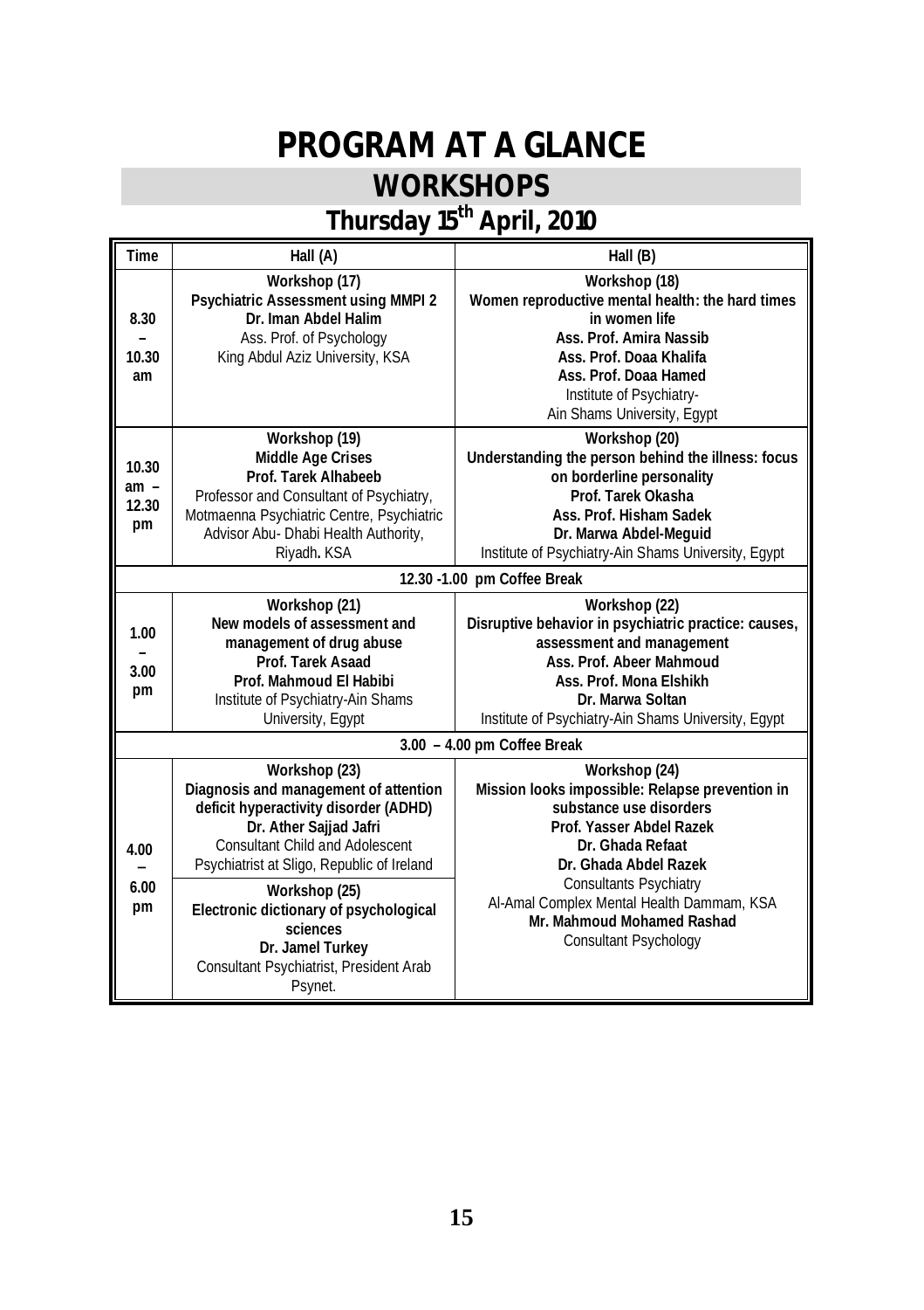# PROGRAM AT A GLANCE

## WORKSHOPS

### Thursday 15th April, 2010

| Time | Hall (A) | Hall (B) |
|---|---|---|
| 8.30 – 10.30 am | **Workshop (17)**<br>**Psychiatric Assessment using MMPI 2**<br>**Dr. Iman Abdel Halim**<br>Ass. Prof. of Psychology<br>King Abdul Aziz University, KSA | **Workshop (18)**<br>**Women reproductive mental health: the hard times in women life**<br>**Ass. Prof. Amira Nassib**<br>**Ass. Prof. Doaa Khalifa**<br>**Ass. Prof. Doaa Hamed**<br>Institute of Psychiatry-<br>Ain Shams University, Egypt |
| 10.30 am – 12.30 pm | **Workshop (19)**<br>**Middle Age Crises**<br>**Prof. Tarek Alhabeeb**<br>Professor and Consultant of Psychiatry, Motmaenna Psychiatric Centre, Psychiatric Advisor Abu- Dhabi Health Authority, Riyadh. KSA | **Workshop (20)**<br>**Understanding the person behind the illness: focus on borderline personality**<br>**Prof. Tarek Okasha**<br>**Ass. Prof. Hisham Sadek**<br>**Dr. Marwa Abdel-Meguid**<br>Institute of Psychiatry-Ain Shams University, Egypt |
| 12.30 -1.00 pm Coffee Break | | |
| 1.00 – 3.00 pm | **Workshop (21)**<br>**New models of assessment and management of drug abuse**<br>**Prof. Tarek Asaad**<br>**Prof. Mahmoud El Habibi**<br>Institute of Psychiatry-Ain Shams University, Egypt | **Workshop (22)**<br>**Disruptive behavior in psychiatric practice: causes, assessment and management**<br>**Ass. Prof. Abeer Mahmoud**<br>**Ass. Prof. Mona Elshikh**<br>**Dr. Marwa Soltan**<br>Institute of Psychiatry-Ain Shams University, Egypt |
| 3.00 – 4.00 pm Coffee Break | | |
| 4.00 – 6.00 pm | **Workshop (23)**<br>**Diagnosis and management of attention deficit hyperactivity disorder (ADHD)**<br>**Dr. Ather Sajjad Jafri**<br>Consultant Child and Adolescent Psychiatrist at Sligo, Republic of Ireland<br><br>**Workshop (25)**<br>**Electronic dictionary of psychological sciences**<br>**Dr. Jamel Turkey**<br>Consultant Psychiatrist, President Arab Psynet. | **Workshop (24)**<br>**Mission looks impossible: Relapse prevention in substance use disorders**<br>**Prof. Yasser Abdel Razek**<br>**Dr. Ghada Refaat**<br>**Dr. Ghada Abdel Razek**<br>Consultants Psychiatry<br>Al-Amal Complex Mental Health Dammam, KSA<br>**Mr. Mahmoud Mohamed Rashad**<br>Consultant Psychology |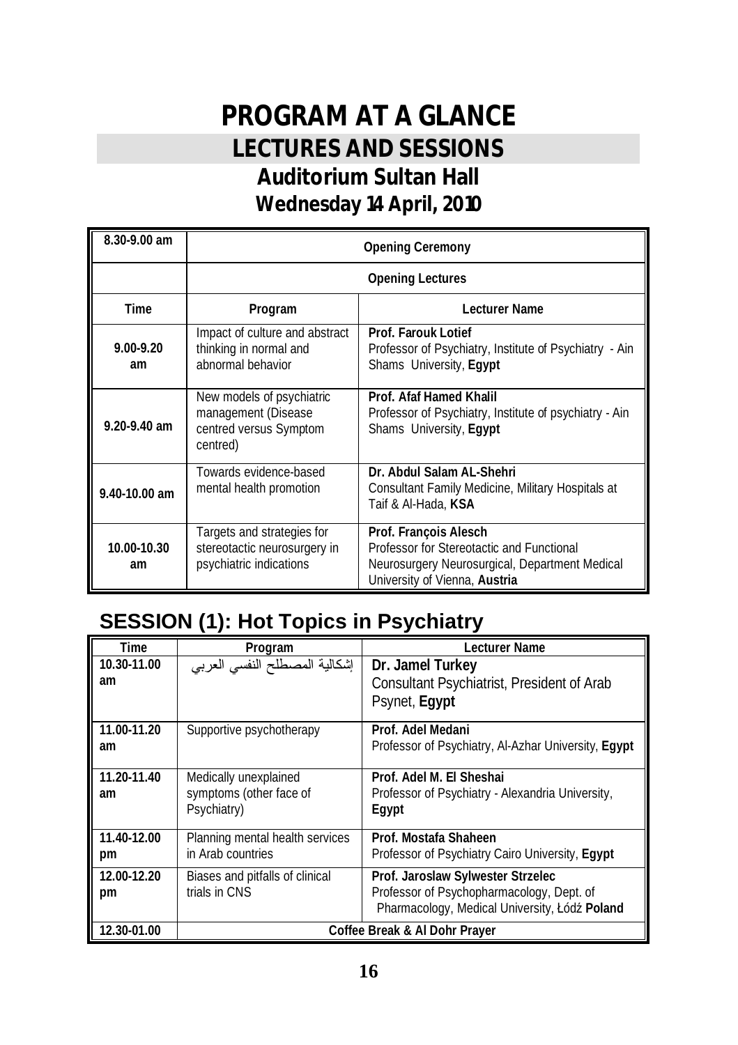# PROGRAM AT A GLANCE

## LECTURES AND SESSIONS

### Auditorium Sultan Hall

### Wednesday 14 April, 2010

| 8.30-9.00 am | Opening Ceremony | |
|---|---|---|
| | Opening Lectures | |
| **Time** | **Program** | **Lecturer Name** |
| 9.00-9.20 am | Impact of culture and abstract thinking in normal and abnormal behavior | **Prof. Farouk Lotief**<br>Professor of Psychiatry, Institute of Psychiatry - Ain Shams University, **Egypt** |
| 9.20-9.40 am | New models of psychiatric management (Disease centred versus Symptom centred) | **Prof. Afaf Hamed Khalil**<br>Professor of Psychiatry, Institute of psychiatry - Ain Shams University, **Egypt** |
| 9.40-10.00 am | Towards evidence-based mental health promotion | **Dr. Abdul Salam AL-Shehri**<br>Consultant Family Medicine, Military Hospitals at Taif & Al-Hada, **KSA** |
| 10.00-10.30 am | Targets and strategies for stereotactic neurosurgery in psychiatric indications | **Prof. François Alesch**<br>Professor for Stereotactic and Functional Neurosurgery Neurosurgical, Department Medical University of Vienna, **Austria** |

## SESSION (1): Hot Topics in Psychiatry

| Time | Program | Lecturer Name |
|---|---|---|
| 10.30-11.00 am | إشكالية المصطلح النفسي العربي | **Dr. Jamel Turkey**<br>Consultant Psychiatrist, President of Arab Psynet, **Egypt** |
| 11.00-11.20 am | Supportive psychotherapy | **Prof. Adel Medani**<br>Professor of Psychiatry, Al-Azhar University, **Egypt** |
| 11.20-11.40 am | Medically unexplained symptoms (other face of Psychiatry) | **Prof. Adel M. El Sheshai**<br>Professor of Psychiatry - Alexandria University, **Egypt** |
| 11.40-12.00 pm | Planning mental health services in Arab countries | **Prof. Mostafa Shaheen**<br>Professor of Psychiatry Cairo University, **Egypt** |
| 12.00-12.20 pm | Biases and pitfalls of clinical trials in CNS | **Prof. Jaroslaw Sylwester Strzelec**<br>Professor of Psychopharmacology, Dept. of Pharmacology, Medical University, Łódź **Poland** |
| 12.30-01.00 | Coffee Break & Al Dohr Prayer | |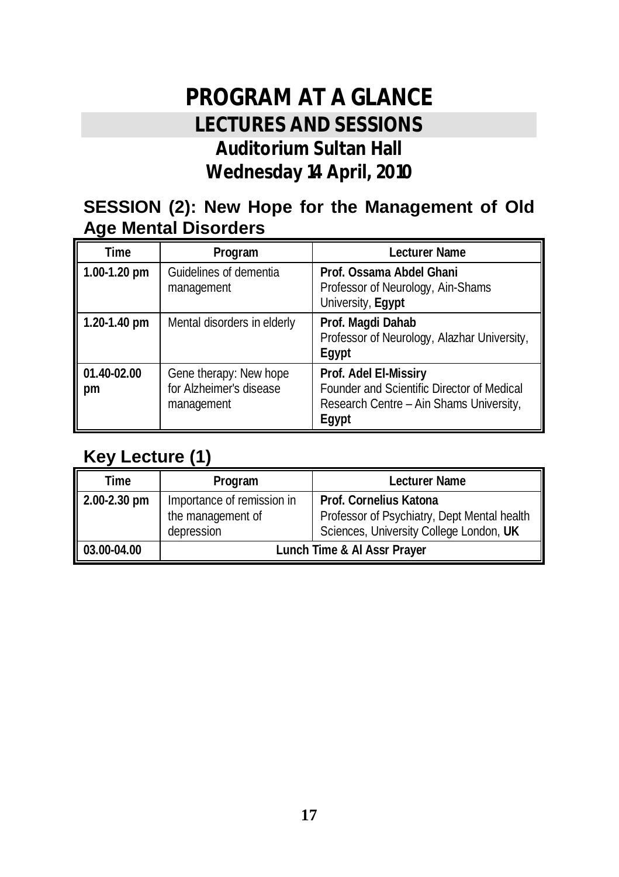# PROGRAM AT A GLANCE

## LECTURES AND SESSIONS

### Auditorium Sultan Hall

### Wednesday 14 April, 2010

## SESSION (2): New Hope for the Management of Old Age Mental Disorders

| Time | Program | Lecturer Name |
|---|---|---|
| 1.00-1.20 pm | Guidelines of dementia management | **Prof. Ossama Abdel Ghani** Professor of Neurology, Ain-Shams University, **Egypt** |
| 1.20-1.40 pm | Mental disorders in elderly | **Prof. Magdi Dahab** Professor of Neurology, Alazhar University, **Egypt** |
| 01.40-02.00 pm | Gene therapy: New hope for Alzheimer's disease management | **Prof. Adel El-Missiry** Founder and Scientific Director of Medical Research Centre – Ain Shams University, **Egypt** |

## Key Lecture (1)

| Time | Program | Lecturer Name |
|---|---|---|
| 2.00-2.30 pm | Importance of remission in the management of depression | **Prof. Cornelius Katona** Professor of Psychiatry, Dept Mental health Sciences, University College London, **UK** |
| 03.00-04.00 | **Lunch Time & Al Assr Prayer** | |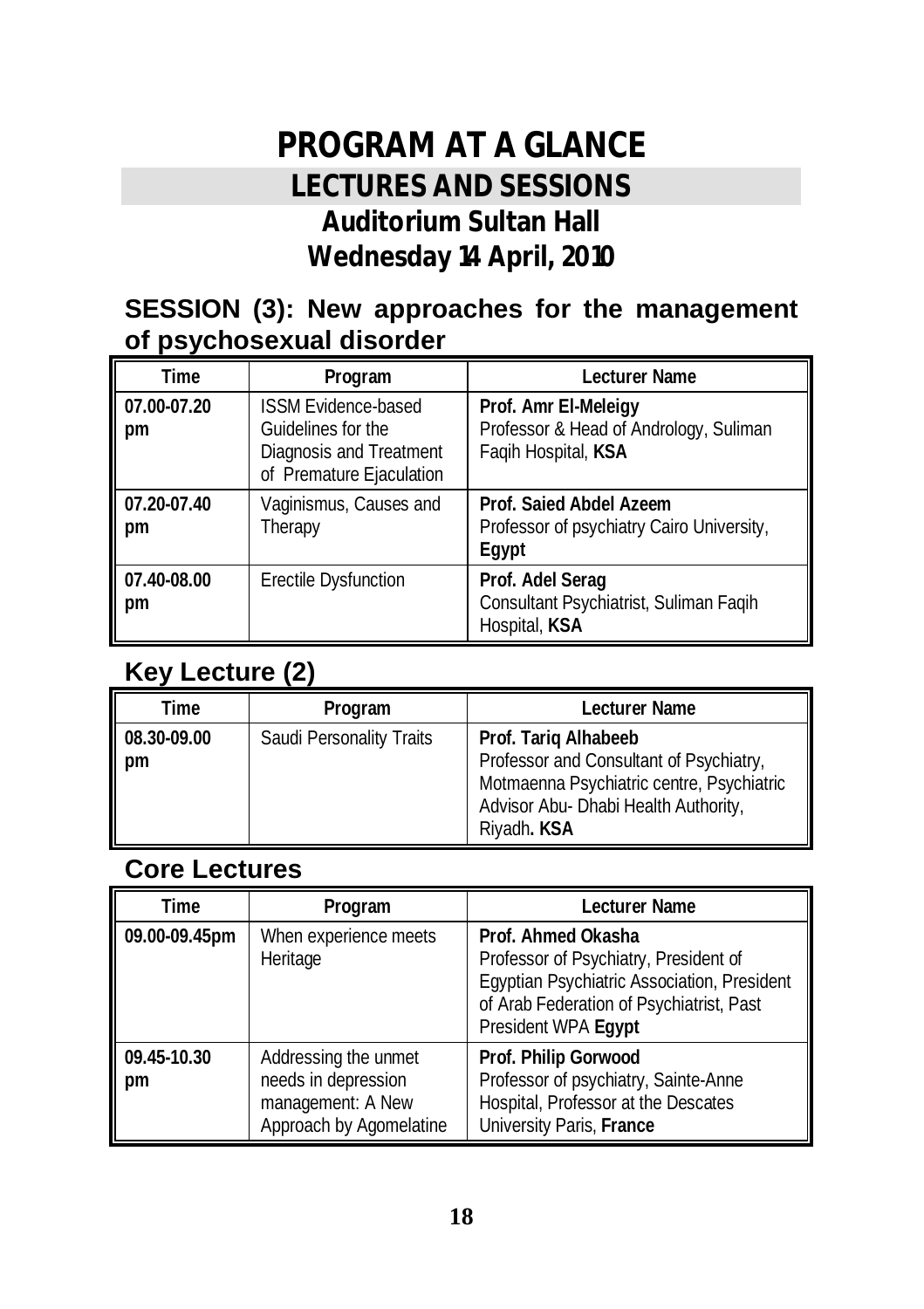# PROGRAM AT A GLANCE

## LECTURES AND SESSIONS

### Auditorium Sultan Hall

### Wednesday 14 April, 2010

## SESSION (3): New approaches for the management of psychosexual disorder

| Time | Program | Lecturer Name |
|---|---|---|
| 07.00-07.20 pm | ISSM Evidence-based Guidelines for the Diagnosis and Treatment of Premature Ejaculation | **Prof. Amr El-Meleigy** Professor & Head of Andrology, Suliman Faqih Hospital, **KSA** |
| 07.20-07.40 pm | Vaginismus, Causes and Therapy | **Prof. Saied Abdel Azeem** Professor of psychiatry Cairo University, **Egypt** |
| 07.40-08.00 pm | Erectile Dysfunction | **Prof. Adel Serag** Consultant Psychiatrist, Suliman Faqih Hospital, **KSA** |

## Key Lecture (2)

| Time | Program | Lecturer Name |
|---|---|---|
| 08.30-09.00 pm | Saudi Personality Traits | **Prof. Tariq Alhabeeb** Professor and Consultant of Psychiatry, Motmaenna Psychiatric centre, Psychiatric Advisor Abu- Dhabi Health Authority, Riyadh**. KSA** |

## Core Lectures

| Time | Program | Lecturer Name |
|---|---|---|
| 09.00-09.45pm | When experience meets Heritage | **Prof. Ahmed Okasha** Professor of Psychiatry, President of Egyptian Psychiatric Association, President of Arab Federation of Psychiatrist, Past President WPA **Egypt** |
| 09.45-10.30 pm | Addressing the unmet needs in depression management: A New Approach by Agomelatine | **Prof. Philip Gorwood** Professor of psychiatry, Sainte-Anne Hospital, Professor at the Descates University Paris, **France** |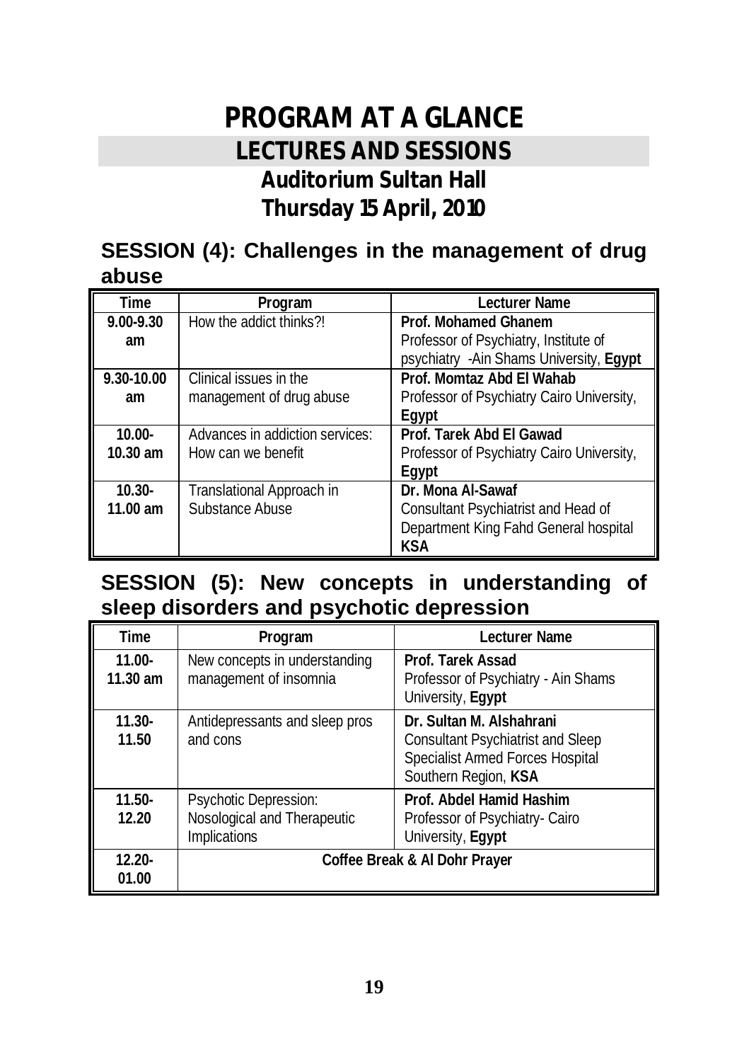# PROGRAM AT A GLANCE

## LECTURES AND SESSIONS

### Auditorium Sultan Hall

### Thursday 15 April, 2010

## SESSION (4): Challenges in the management of drug abuse

| Time | Program | Lecturer Name |
|---|---|---|
| **9.00-9.30 am** | How the addict thinks?! | **Prof. Mohamed Ghanem** Professor of Psychiatry, Institute of psychiatry -Ain Shams University, **Egypt** |
| **9.30-10.00 am** | Clinical issues in the management of drug abuse | **Prof. Momtaz Abd El Wahab** Professor of Psychiatry Cairo University, **Egypt** |
| **10.00-10.30 am** | Advances in addiction services: How can we benefit | **Prof. Tarek Abd El Gawad** Professor of Psychiatry Cairo University, **Egypt** |
| **10.30-11.00 am** | Translational Approach in Substance Abuse | **Dr. Mona Al-Sawaf** Consultant Psychiatrist and Head of Department King Fahd General hospital **KSA** |

## SESSION (5): New concepts in understanding of sleep disorders and psychotic depression

| Time | Program | Lecturer Name |
|---|---|---|
| **11.00-11.30 am** | New concepts in understanding management of insomnia | **Prof. Tarek Assad** Professor of Psychiatry - Ain Shams University, **Egypt** |
| **11.30-11.50** | Antidepressants and sleep pros and cons | **Dr. Sultan M. Alshahrani** Consultant Psychiatrist and Sleep Specialist Armed Forces Hospital Southern Region, **KSA** |
| **11.50-12.20** | Psychotic Depression: Nosological and Therapeutic Implications | **Prof. Abdel Hamid Hashim** Professor of Psychiatry- Cairo University, **Egypt** |
| **12.20-01.00** | **Coffee Break & Al Dohr Prayer** | |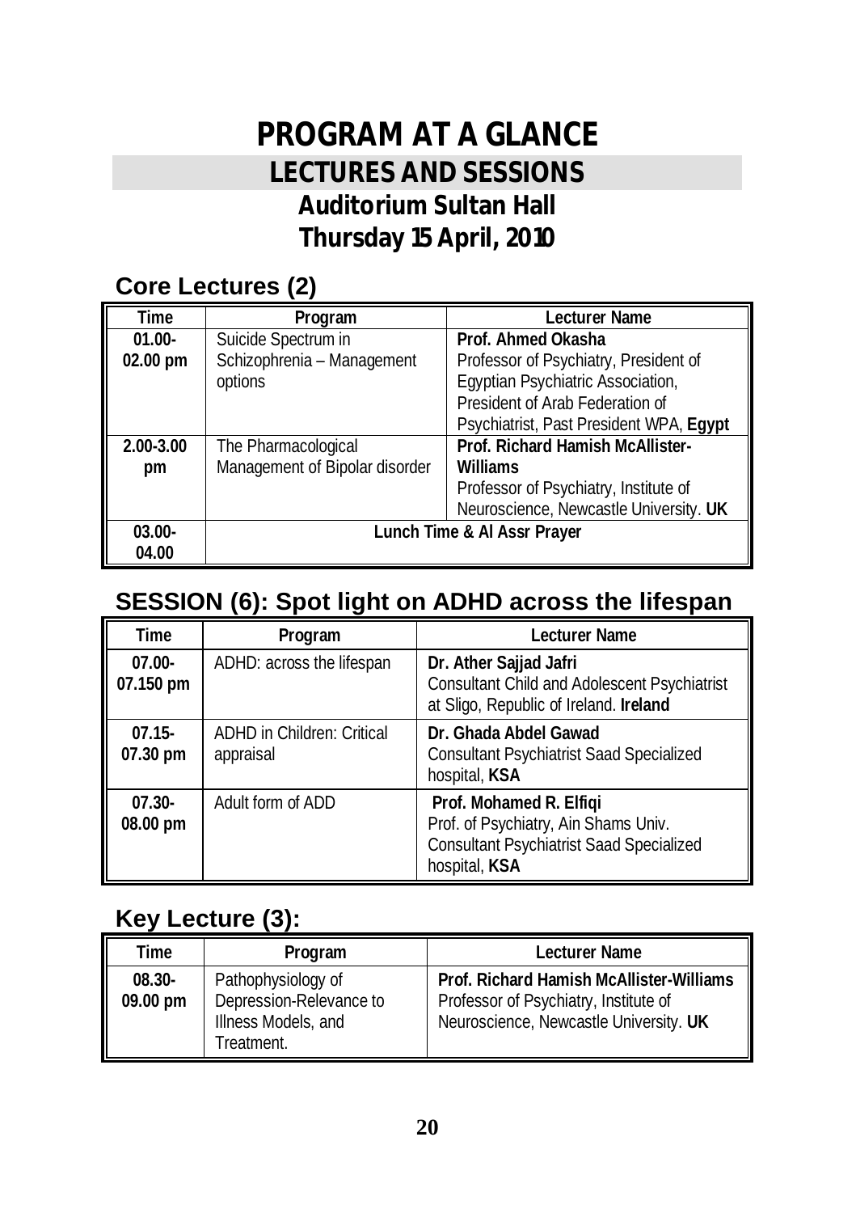# PROGRAM AT A GLANCE

## LECTURES AND SESSIONS

## Auditorium Sultan Hall

## Thursday 15 April, 2010

### Core Lectures (2)

| Time | Program | Lecturer Name |
|---|---|---|
| 01.00-02.00 pm | Suicide Spectrum in Schizophrenia – Management options | **Prof. Ahmed Okasha** Professor of Psychiatry, President of Egyptian Psychiatric Association, President of Arab Federation of Psychiatrist, Past President WPA, **Egypt** |
| 2.00-3.00 pm | The Pharmacological Management of Bipolar disorder | **Prof. Richard Hamish McAllister-Williams** Professor of Psychiatry, Institute of Neuroscience, Newcastle University. **UK** |
| 03.00-04.00 | **Lunch Time & Al Assr Prayer** | |

### SESSION (6): Spot light on ADHD across the lifespan

| Time | Program | Lecturer Name |
|---|---|---|
| 07.00-07.150 pm | ADHD: across the lifespan | **Dr. Ather Sajjad Jafri** Consultant Child and Adolescent Psychiatrist at Sligo, Republic of Ireland. **Ireland** |
| 07.15-07.30 pm | ADHD in Children: Critical appraisal | **Dr. Ghada Abdel Gawad** Consultant Psychiatrist Saad Specialized hospital, **KSA** |
| 07.30-08.00 pm | Adult form of ADD | **Prof. Mohamed R. Elfiqi** Prof. of Psychiatry, Ain Shams Univ. Consultant Psychiatrist Saad Specialized hospital, **KSA** |

### Key Lecture (3):

| Time | Program | Lecturer Name |
|---|---|---|
| 08.30-09.00 pm | Pathophysiology of Depression-Relevance to Illness Models, and Treatment. | **Prof. Richard Hamish McAllister-Williams** Professor of Psychiatry, Institute of Neuroscience, Newcastle University. **UK** |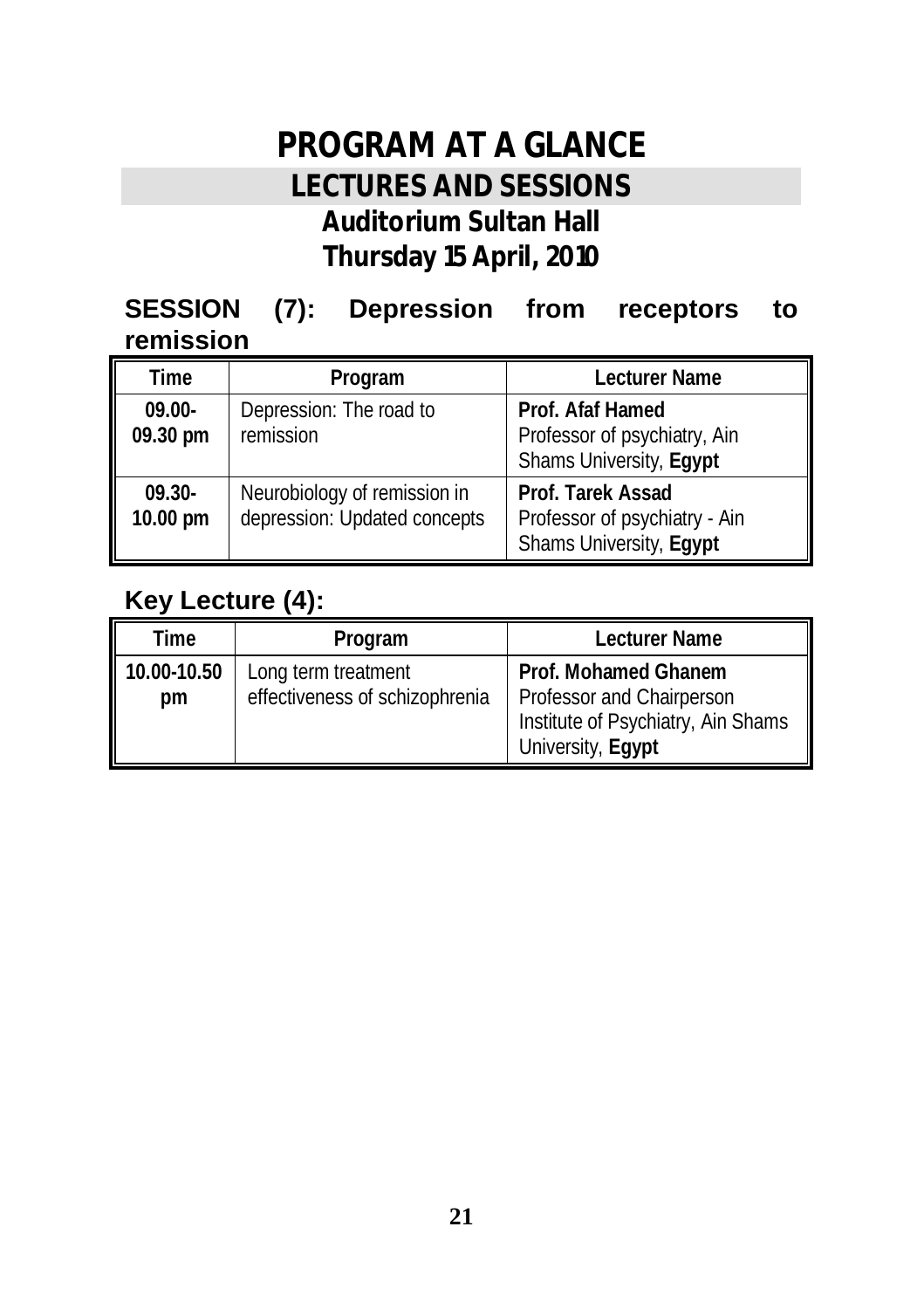# PROGRAM AT A GLANCE

## LECTURES AND SESSIONS

### Auditorium Sultan Hall

### Thursday 15 April, 2010

**SESSION (7): Depression from receptors to remission**

| Time | Program | Lecturer Name |
|---|---|---|
| 09.00-09.30 pm | Depression: The road to remission | **Prof. Afaf Hamed** Professor of psychiatry, Ain Shams University, **Egypt** |
| 09.30-10.00 pm | Neurobiology of remission in depression: Updated concepts | **Prof. Tarek Assad** Professor of psychiatry - Ain Shams University, **Egypt** |

**Key Lecture (4):**

| Time | Program | Lecturer Name |
|---|---|---|
| 10.00-10.50 pm | Long term treatment effectiveness of schizophrenia | **Prof. Mohamed Ghanem** Professor and Chairperson Institute of Psychiatry, Ain Shams University, **Egypt** |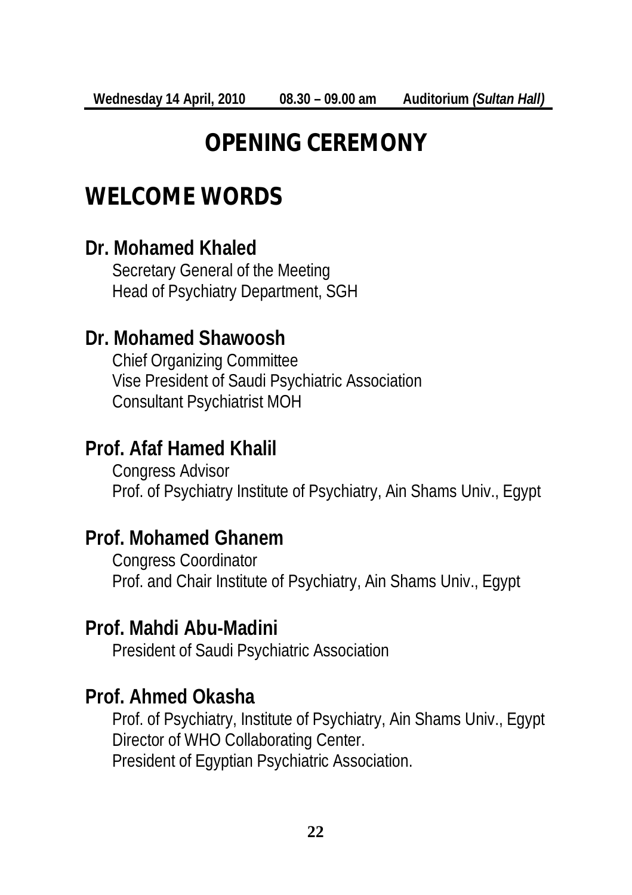**Wednesday 14 April, 2010 08.30 – 09.00 am Auditorium *(Sultan Hall)***

# OPENING CEREMONY

## WELCOME WORDS

### Dr. Mohamed Khaled

Secretary General of the Meeting
Head of Psychiatry Department, SGH

### Dr. Mohamed Shawoosh

Chief Organizing Committee
Vise President of Saudi Psychiatric Association
Consultant Psychiatrist MOH

### Prof. Afaf Hamed Khalil

Congress Advisor
Prof. of Psychiatry Institute of Psychiatry, Ain Shams Univ., Egypt

### Prof. Mohamed Ghanem

Congress Coordinator
Prof. and Chair Institute of Psychiatry, Ain Shams Univ., Egypt

### Prof. Mahdi Abu-Madini

President of Saudi Psychiatric Association

### Prof. Ahmed Okasha

Prof. of Psychiatry, Institute of Psychiatry, Ain Shams Univ., Egypt
Director of WHO Collaborating Center.
President of Egyptian Psychiatric Association.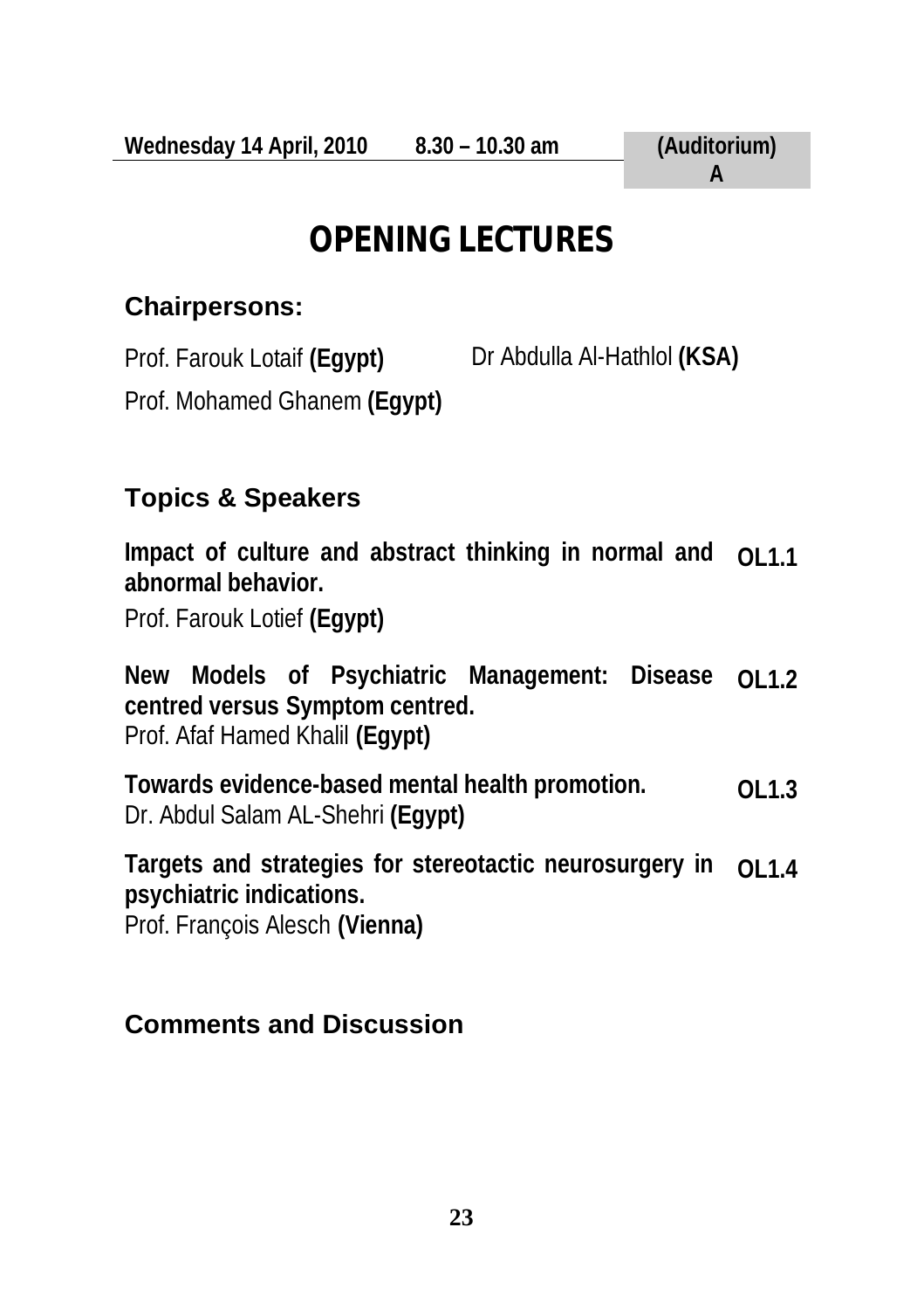**Wednesday 14 April, 2010 8.30 – 10.30 am (Auditorium) A**

# OPENING LECTURES

## Chairpersons:

Prof. Farouk Lotaif **(Egypt)** Dr Abdulla Al-Hathlol **(KSA)**

Prof. Mohamed Ghanem **(Egypt)**

## Topics & Speakers

**Impact of culture and abstract thinking in normal and abnormal behavior.** **OL1.1**
Prof. Farouk Lotief **(Egypt)**

**New Models of Psychiatric Management: Disease centred versus Symptom centred.** **OL1.2**
Prof. Afaf Hamed Khalil **(Egypt)**

**Towards evidence-based mental health promotion.** **OL1.3**
Dr. Abdul Salam AL-Shehri **(Egypt)**

**Targets and strategies for stereotactic neurosurgery in psychiatric indications.** **OL1.4**
Prof. François Alesch **(Vienna)**

## Comments and Discussion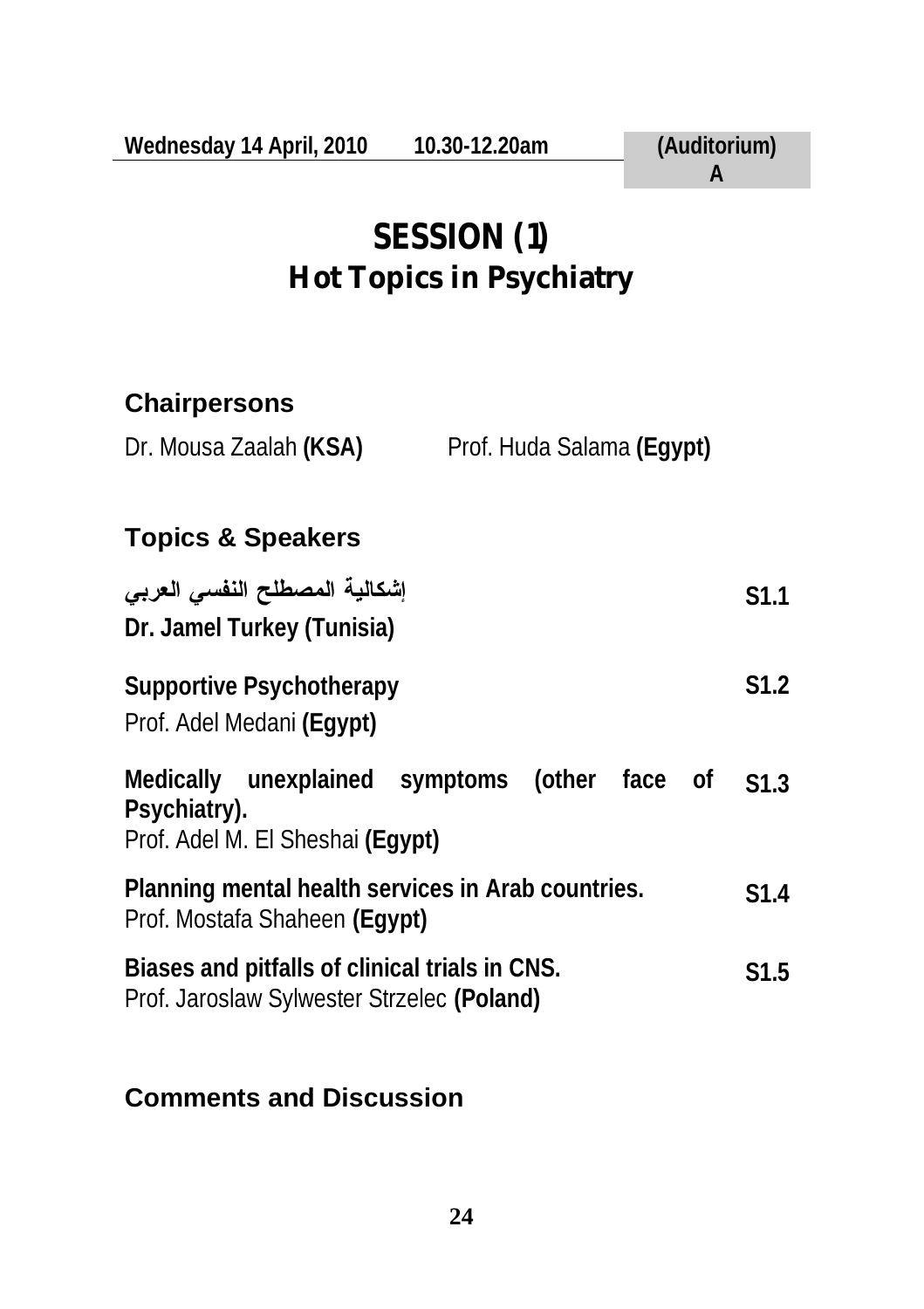**Wednesday 14 April, 2010** **10.30-12.20am** **(Auditorium) A**

# SESSION (1)
## Hot Topics in Psychiatry

### Chairpersons

Dr. Mousa Zaalah **(KSA)** Prof. Huda Salama **(Egypt)**

### Topics & Speakers

| | |
|---|---|
| **إشكالية المصطلح النفسي العربي**<br>**Dr. Jamel Turkey (Tunisia)** | **S1.1** |
| **Supportive Psychotherapy**<br>Prof. Adel Medani **(Egypt)** | **S1.2** |
| **Medically unexplained symptoms (other face of Psychiatry).**<br>Prof. Adel M. El Sheshai **(Egypt)** | **S1.3** |
| **Planning mental health services in Arab countries.**<br>Prof. Mostafa Shaheen **(Egypt)** | **S1.4** |
| **Biases and pitfalls of clinical trials in CNS.**<br>Prof. Jaroslaw Sylwester Strzelec **(Poland)** | **S1.5** |

### Comments and Discussion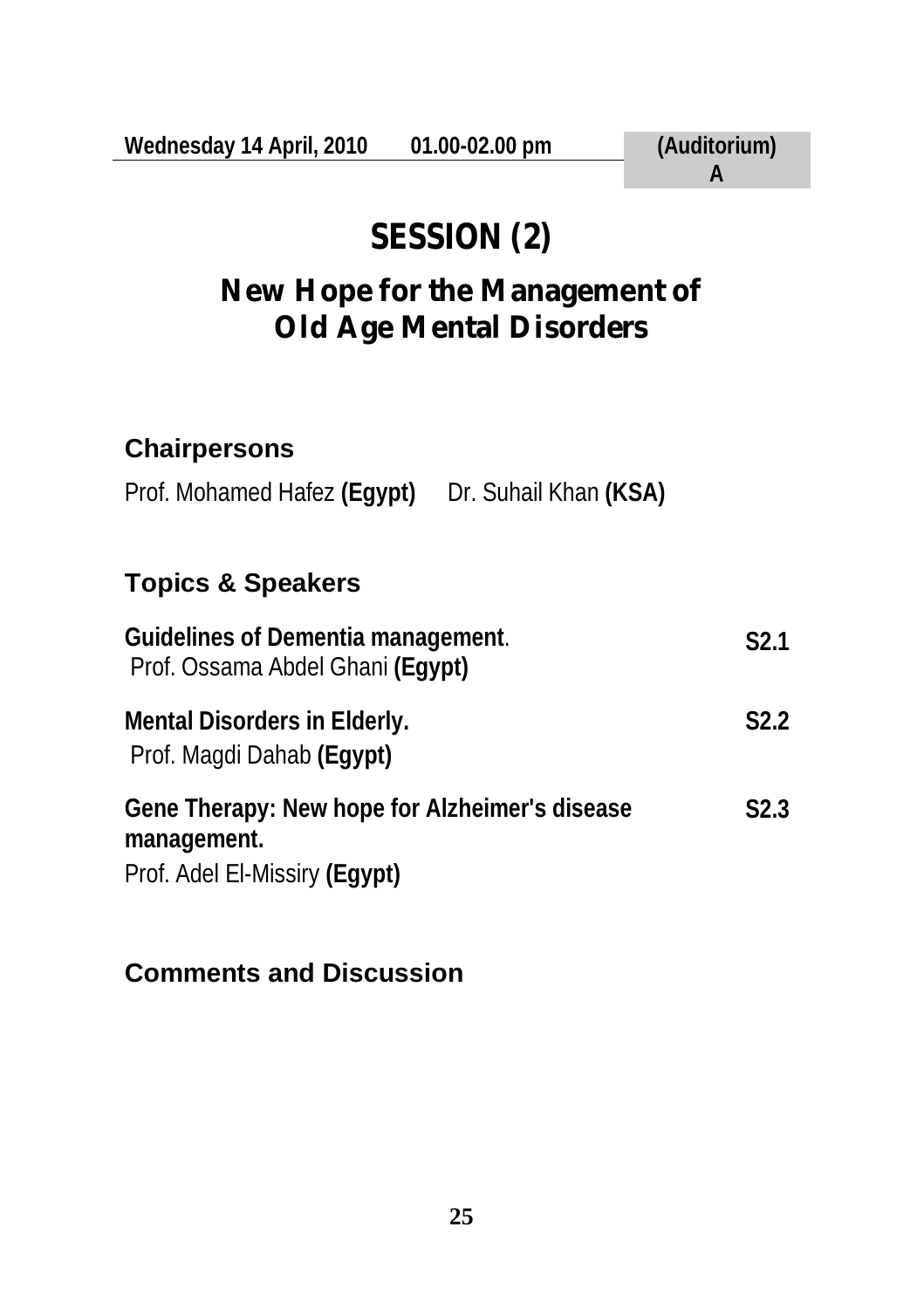**Wednesday 14 April, 2010 01.00-02.00 pm (Auditorium) A**

# SESSION (2)

## New Hope for the Management of Old Age Mental Disorders

### Chairpersons

Prof. Mohamed Hafez **(Egypt)** Dr. Suhail Khan **(KSA)**

### Topics & Speakers

**Guidelines of Dementia management**. **S2.1**
Prof. Ossama Abdel Ghani **(Egypt)**

**Mental Disorders in Elderly. S2.2**
Prof. Magdi Dahab **(Egypt)**

**Gene Therapy: New hope for Alzheimer's disease management. S2.3**
Prof. Adel El-Missiry **(Egypt)**

### Comments and Discussion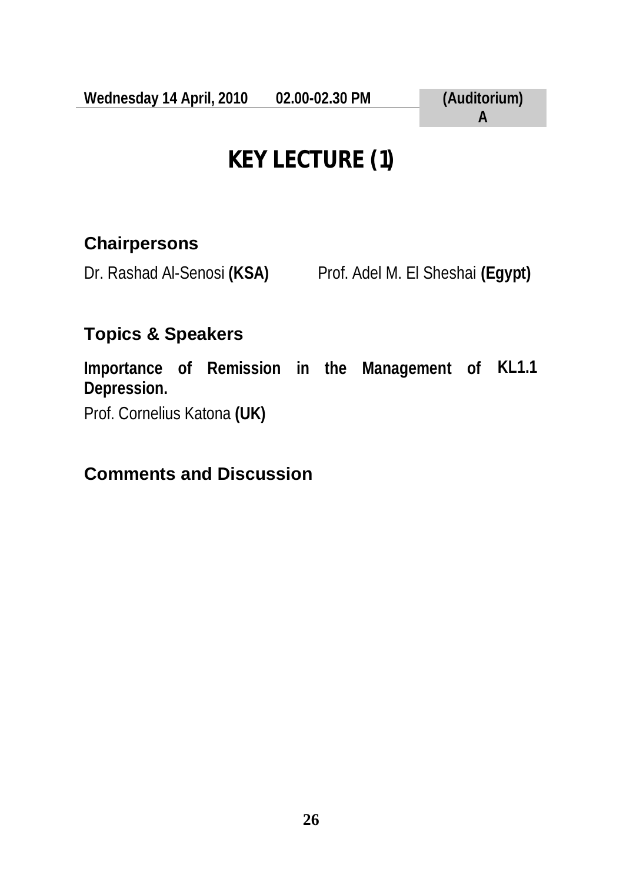**Wednesday 14 April, 2010** **02.00-02.30 PM** **(Auditorium) A**

# KEY LECTURE (1)

## Chairpersons

Dr. Rashad Al-Senosi **(KSA)** Prof. Adel M. El Sheshai **(Egypt)**

## Topics & Speakers

**Importance of Remission in the Management of Depression.** **KL1.1**

Prof. Cornelius Katona **(UK)**

## Comments and Discussion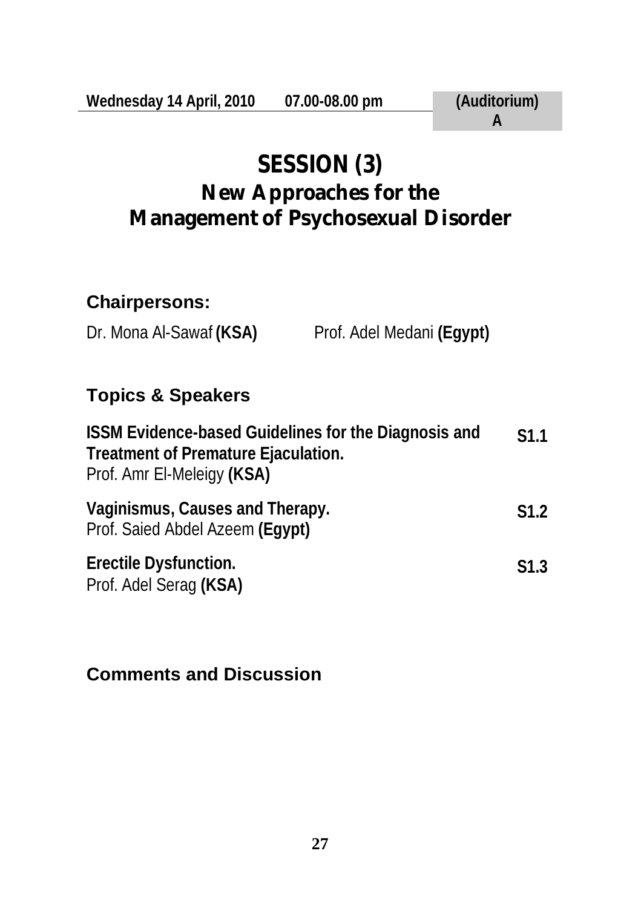**Wednesday 14 April, 2010 07.00-08.00 pm (Auditorium) A**

# SESSION (3)

## New Approaches for the Management of Psychosexual Disorder

### Chairpersons:

Dr. Mona Al-Sawaf **(KSA)** Prof. Adel Medani **(Egypt)**

### Topics & Speakers

**ISSM Evidence-based Guidelines for the Diagnosis and Treatment of Premature Ejaculation.** **S1.1**
Prof. Amr El-Meleigy **(KSA)**

**Vaginismus, Causes and Therapy.** **S1.2**
Prof. Saied Abdel Azeem **(Egypt)**

**Erectile Dysfunction.** **S1.3**
Prof. Adel Serag **(KSA)**

### Comments and Discussion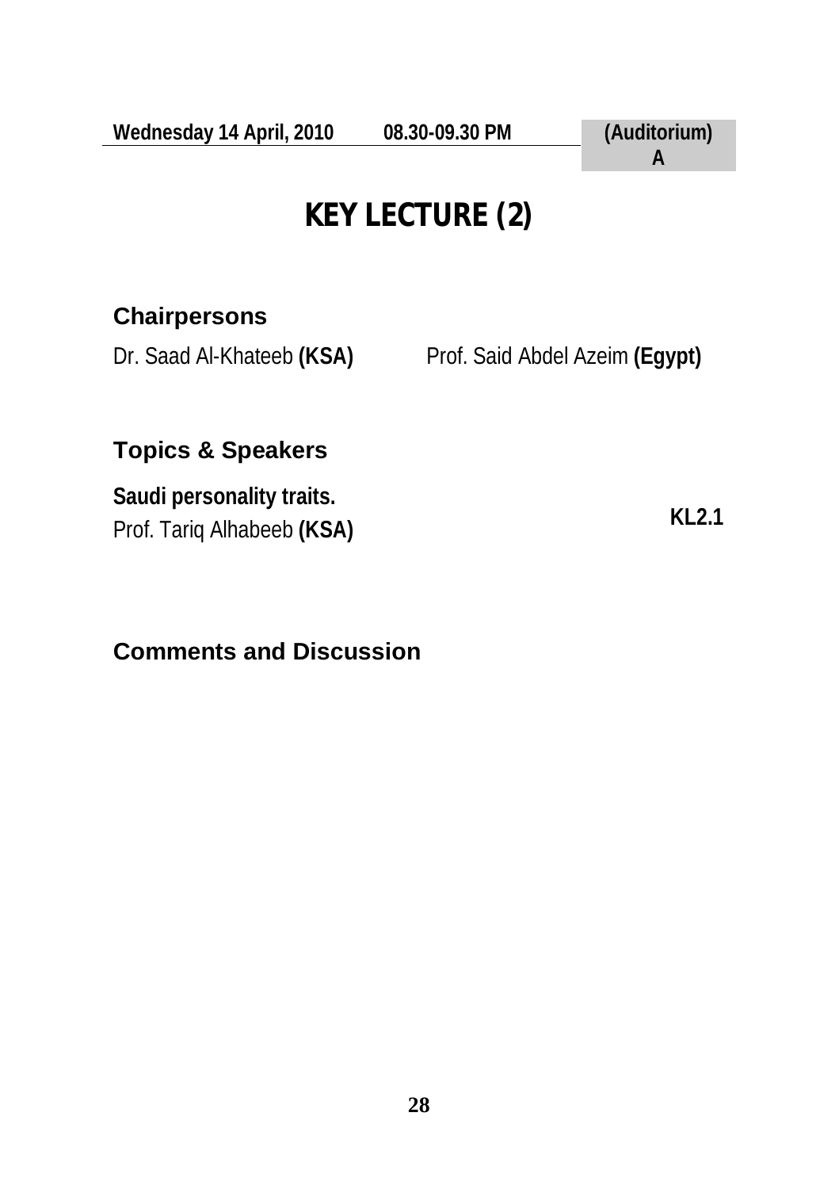**Wednesday 14 April, 2010 08.30-09.30 PM (Auditorium) A**

# KEY LECTURE (2)

## Chairpersons

Dr. Saad Al-Khateeb **(KSA)** Prof. Said Abdel Azeim **(Egypt)**

## Topics & Speakers

**Saudi personality traits.**
Prof. Tariq Alhabeeb **(KSA)** **KL2.1**

## Comments and Discussion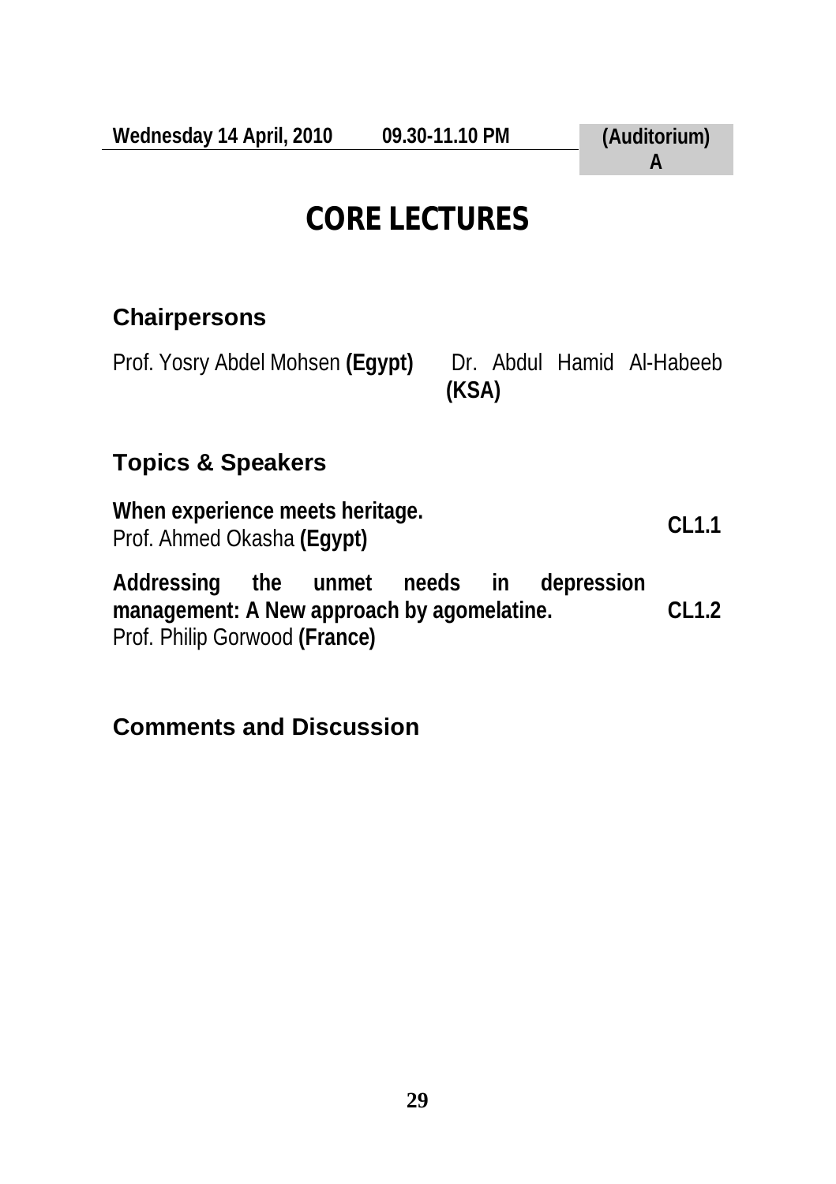**Wednesday 14 April, 2010** **09.30-11.10 PM** **(Auditorium) A**

# CORE LECTURES

## Chairpersons

Prof. Yosry Abdel Mohsen **(Egypt)** Dr. Abdul Hamid Al-Habeeb **(KSA)**

## Topics & Speakers

**When experience meets heritage.**
Prof. Ahmed Okasha **(Egypt)** **CL1.1**

**Addressing the unmet needs in depression management: A New approach by agomelatine.** **CL1.2**
Prof. Philip Gorwood **(France)**

## Comments and Discussion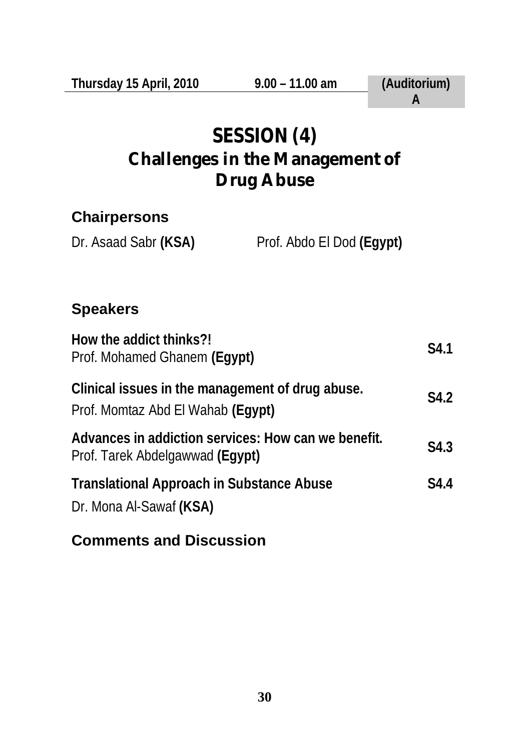**Thursday 15 April, 2010** | **9.00 – 11.00 am** | **(Auditorium) A**

# SESSION (4)
# Challenges in the Management of Drug Abuse

## Chairpersons

Dr. Asaad Sabr **(KSA)**  Prof. Abdo El Dod **(Egypt)**

## Speakers

**How the addict thinks?!**
Prof. Mohamed Ghanem **(Egypt)** — **S4.1**

**Clinical issues in the management of drug abuse.**
Prof. Momtaz Abd El Wahab **(Egypt)** — **S4.2**

**Advances in addiction services: How can we benefit.**
Prof. Tarek Abdelgawwad **(Egypt)** — **S4.3**

**Translational Approach in Substance Abuse** — **S4.4**
Dr. Mona Al-Sawaf **(KSA)**

## Comments and Discussion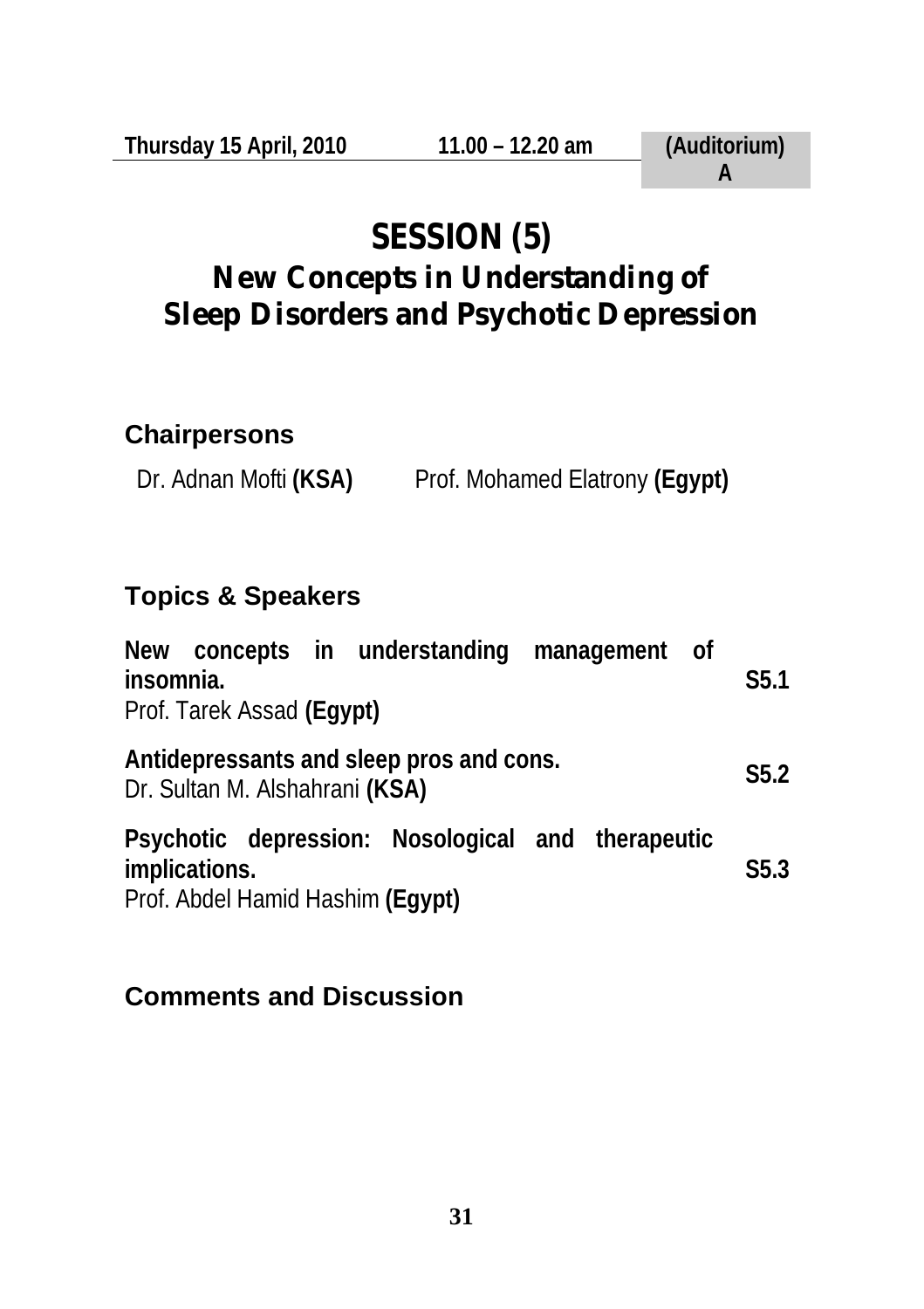**Thursday 15 April, 2010** **11.00 – 12.20 am** **(Auditorium) A**

# SESSION (5)
## New Concepts in Understanding of Sleep Disorders and Psychotic Depression

### Chairpersons

Dr. Adnan Mofti **(KSA)** Prof. Mohamed Elatrony **(Egypt)**

### Topics & Speakers

**New concepts in understanding management of insomnia.** **S5.1**
Prof. Tarek Assad **(Egypt)**

**Antidepressants and sleep pros and cons.** **S5.2**
Dr. Sultan M. Alshahrani **(KSA)**

**Psychotic depression: Nosological and therapeutic implications.** **S5.3**
Prof. Abdel Hamid Hashim **(Egypt)**

### Comments and Discussion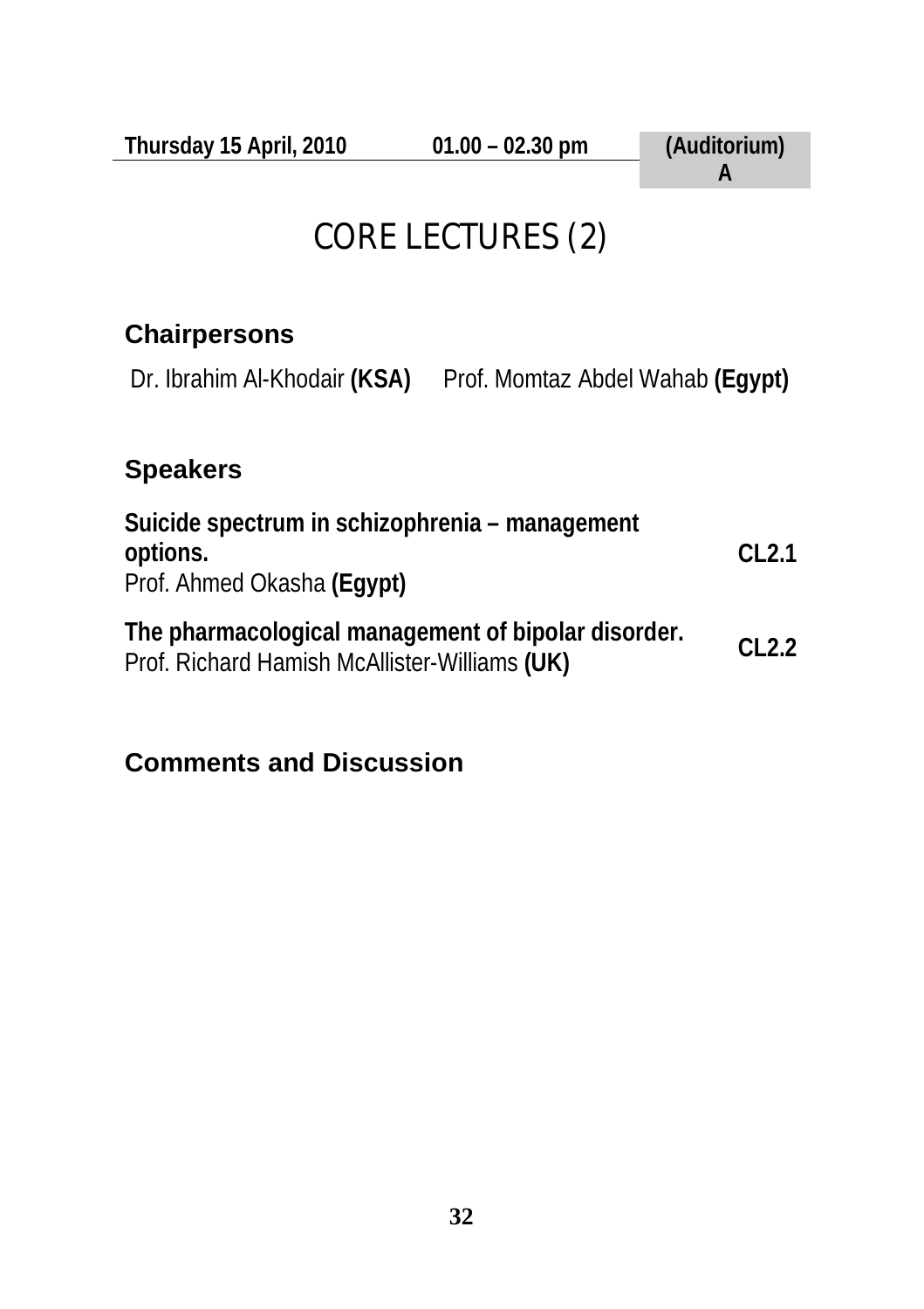**Thursday 15 April, 2010** **01.00 – 02.30 pm** **(Auditorium) A**

# CORE LECTURES (2)

## Chairpersons

Dr. Ibrahim Al-Khodair **(KSA)** Prof. Momtaz Abdel Wahab **(Egypt)**

## Speakers

**Suicide spectrum in schizophrenia – management options.** **CL2.1**
Prof. Ahmed Okasha **(Egypt)**

**The pharmacological management of bipolar disorder.** **CL2.2**
Prof. Richard Hamish McAllister-Williams **(UK)**

## Comments and Discussion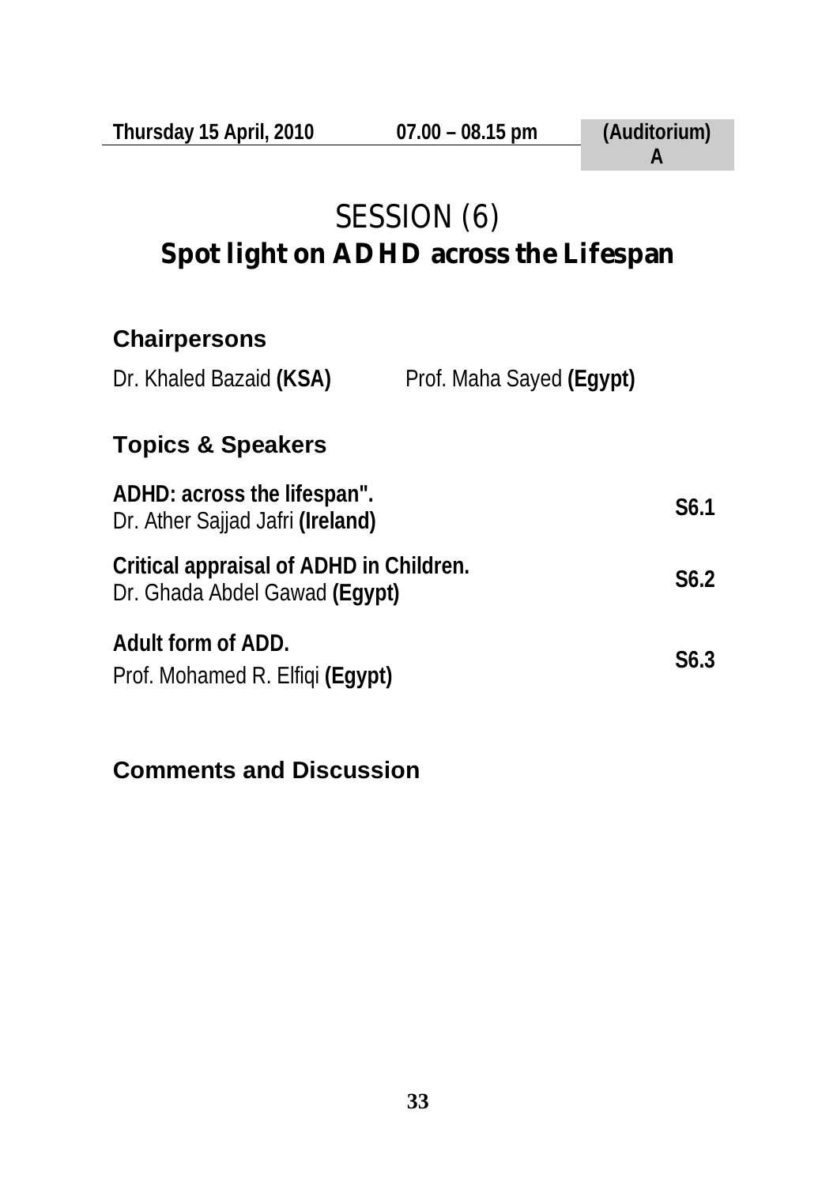**Thursday 15 April, 2010** **07.00 – 08.15 pm** **(Auditorium) A**

# SESSION (6)

# Spot light on ADHD across the Lifespan

## Chairpersons

Dr. Khaled Bazaid **(KSA)** Prof. Maha Sayed **(Egypt)**

## Topics & Speakers

**ADHD: across the lifespan".**
Dr. Ather Sajjad Jafri **(Ireland)** **S6.1**

**Critical appraisal of ADHD in Children.**
Dr. Ghada Abdel Gawad **(Egypt)** **S6.2**

**Adult form of ADD.**
Prof. Mohamed R. Elfiqi **(Egypt)** **S6.3**

## Comments and Discussion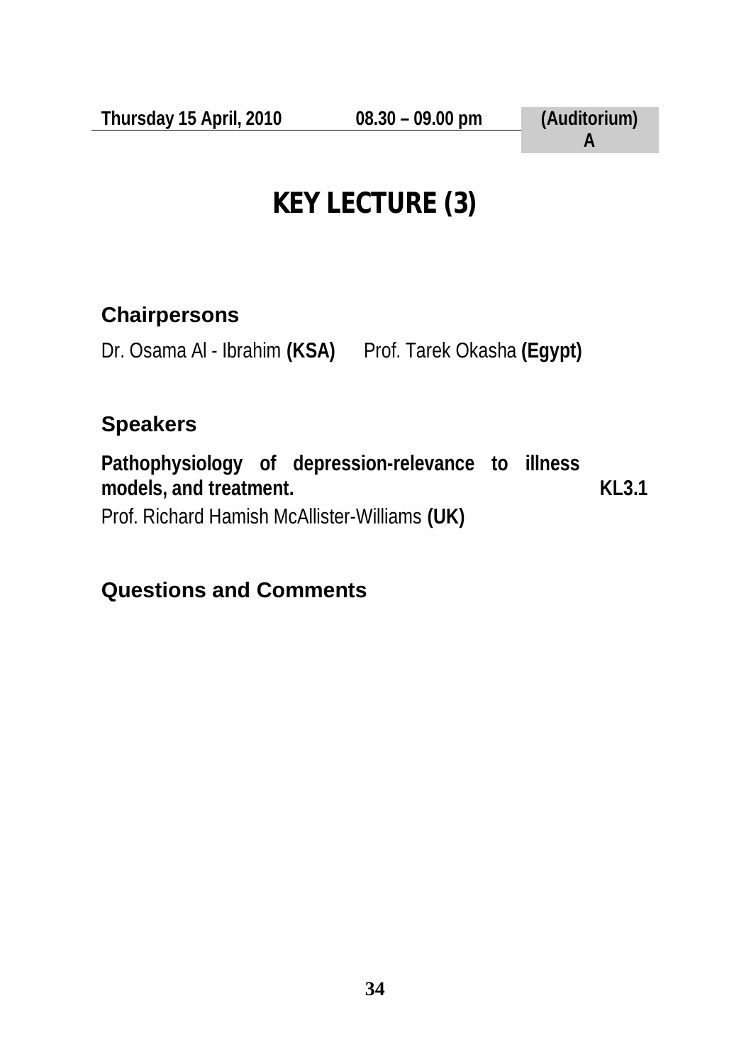**Thursday 15 April, 2010** **08.30 – 09.00 pm** **(Auditorium) A**

# KEY LECTURE (3)

## Chairpersons

Dr. Osama Al - Ibrahim **(KSA)** Prof. Tarek Okasha **(Egypt)**

## Speakers

**Pathophysiology of depression-relevance to illness models, and treatment.** **KL3.1**

Prof. Richard Hamish McAllister-Williams **(UK)**

## Questions and Comments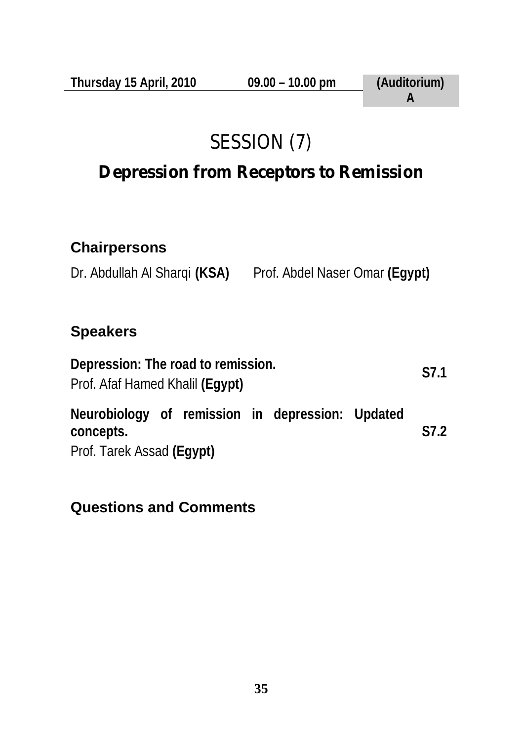**Thursday 15 April, 2010** **09.00 – 10.00 pm** **(Auditorium) A**

# SESSION (7)

## Depression from Receptors to Remission

### Chairpersons

Dr. Abdullah Al Sharqi **(KSA)** Prof. Abdel Naser Omar **(Egypt)**

### Speakers

**Depression: The road to remission.**
Prof. Afaf Hamed Khalil **(Egypt)** **S7.1**

**Neurobiology of remission in depression: Updated concepts.**
Prof. Tarek Assad **(Egypt)** **S7.2**

### Questions and Comments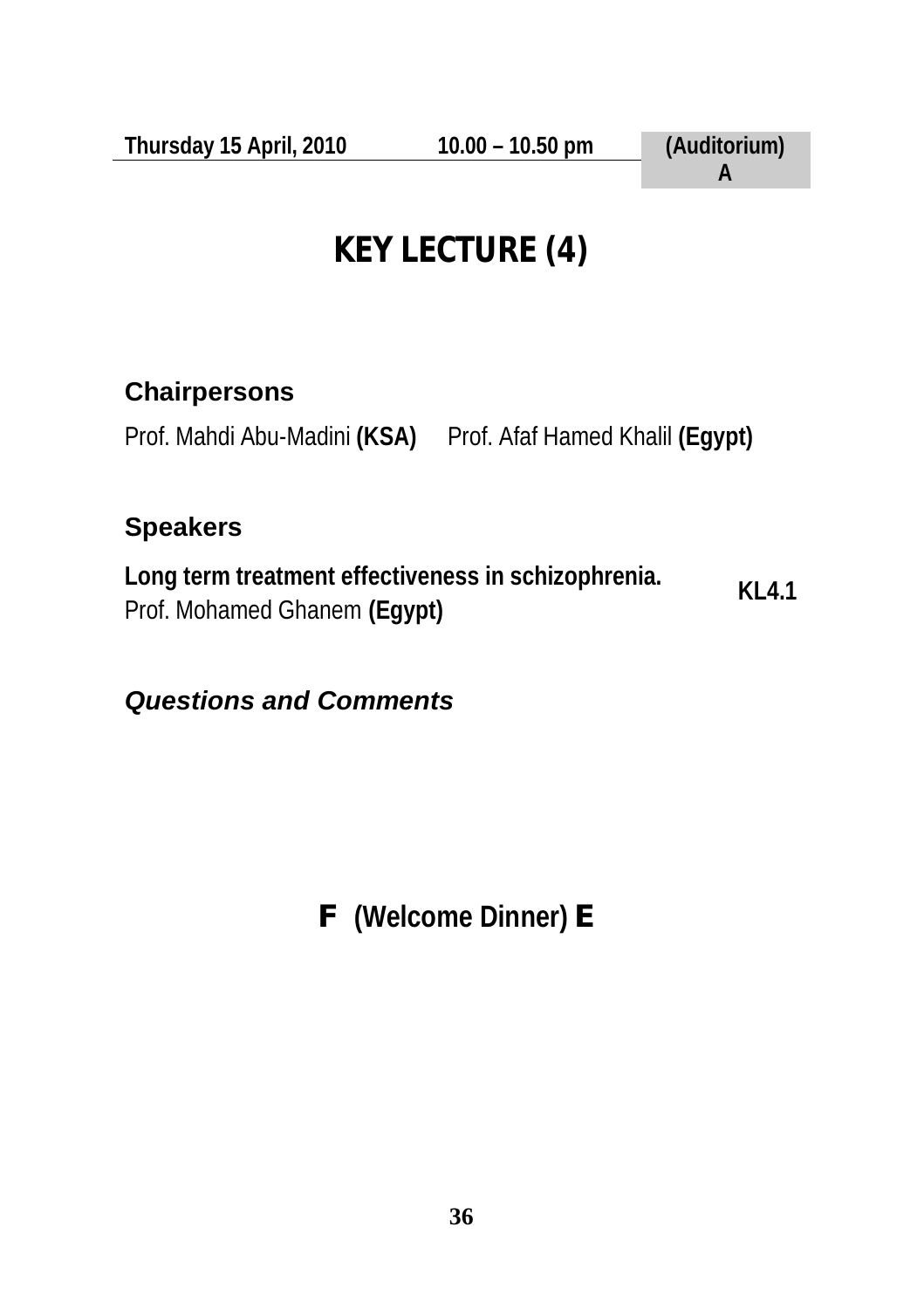**Thursday 15 April, 2010** | **10.00 – 10.50 pm** | **(Auditorium) A**

# KEY LECTURE (4)

## Chairpersons

Prof. Mahdi Abu-Madini **(KSA)** Prof. Afaf Hamed Khalil **(Egypt)**

## Speakers

**Long term treatment effectiveness in schizophrenia.**
Prof. Mohamed Ghanem **(Egypt)** **KL4.1**

***Questions and Comments***

**F (Welcome Dinner) E**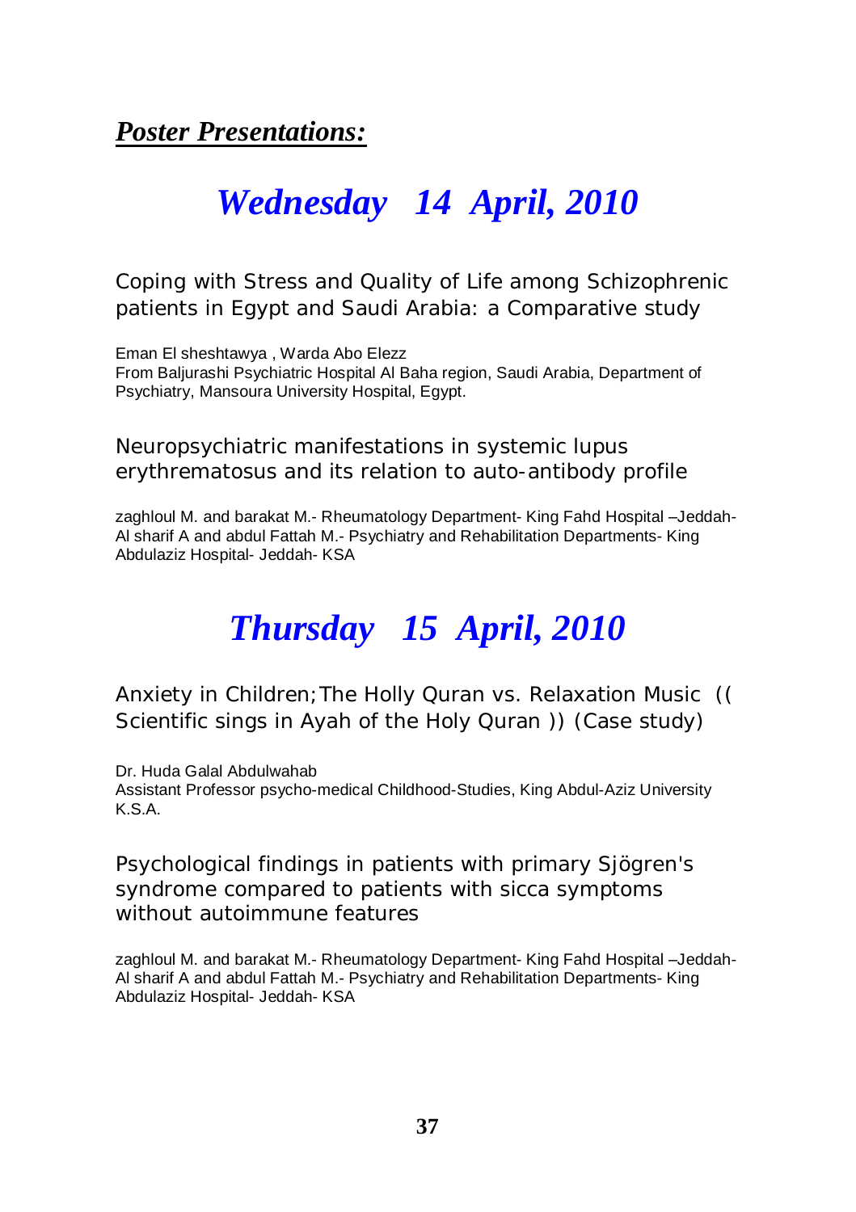## ***Poster Presentations:***

# *Wednesday 14 April, 2010*

### Coping with Stress and Quality of Life among Schizophrenic patients in Egypt and Saudi Arabia: a Comparative study

Eman El sheshtawya , Warda Abo Elezz
From Baljurashi Psychiatric Hospital Al Baha region, Saudi Arabia, Department of Psychiatry, Mansoura University Hospital, Egypt.

### Neuropsychiatric manifestations in systemic lupus erythrematosus and its relation to auto-antibody profile

zaghloul M. and barakat M.- Rheumatology Department- King Fahd Hospital –Jeddah-
Al sharif A and abdul Fattah M.- Psychiatry and Rehabilitation Departments- King Abdulaziz Hospital- Jeddah- KSA

# *Thursday 15 April, 2010*

### Anxiety in Children;The Holly Quran vs. Relaxation Music (( Scientific sings in Ayah of the Holy Quran )) (Case study)

Dr. Huda Galal Abdulwahab
Assistant Professor psycho-medical Childhood-Studies, King Abdul-Aziz University K.S.A.

### Psychological findings in patients with primary Sjögren's syndrome compared to patients with sicca symptoms without autoimmune features

zaghloul M. and barakat M.- Rheumatology Department- King Fahd Hospital –Jeddah-
Al sharif A and abdul Fattah M.- Psychiatry and Rehabilitation Departments- King Abdulaziz Hospital- Jeddah- KSA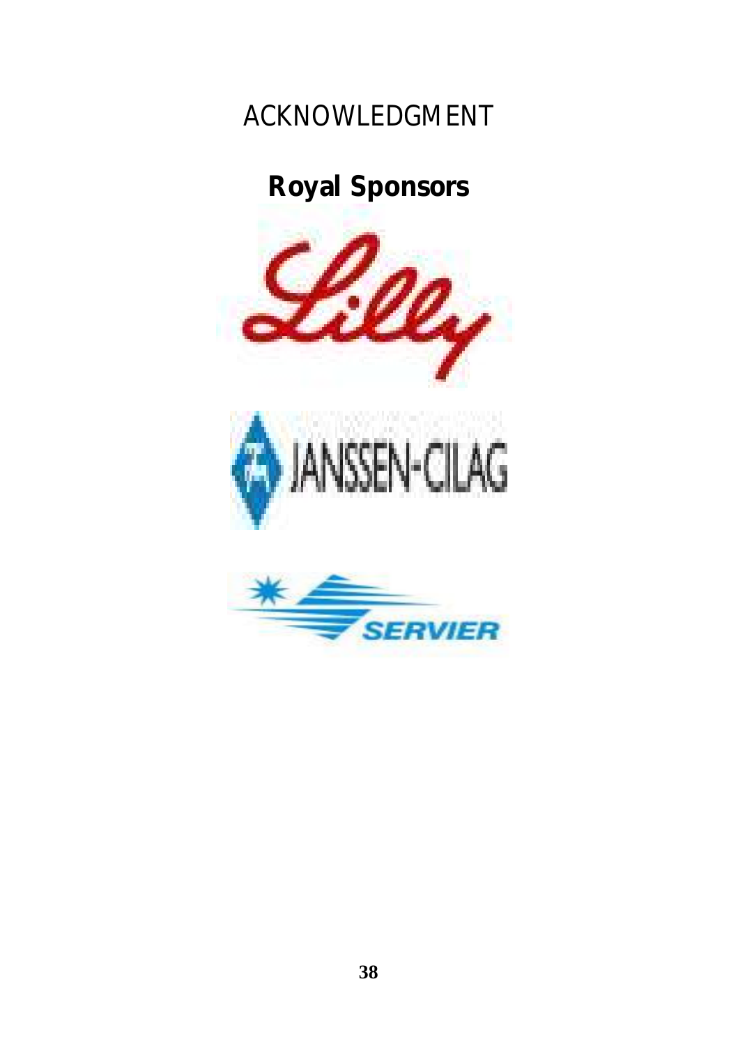# ACKNOWLEDGMENT

## Royal Sponsors

Lilly

JANSSEN-CILAG

SERVIER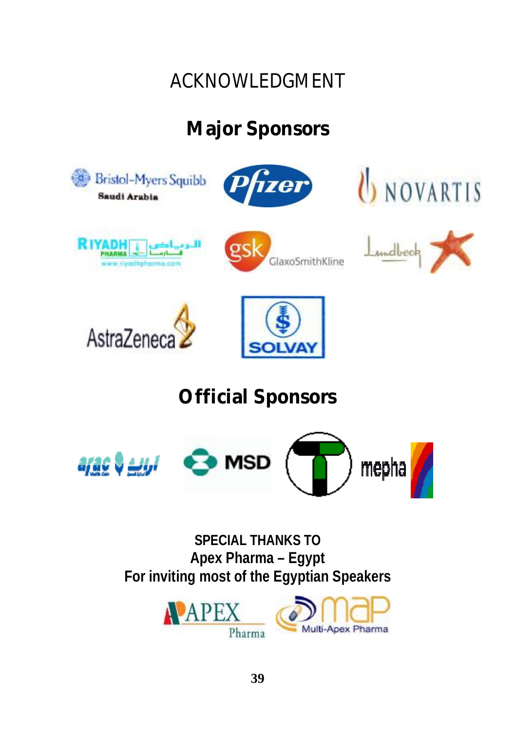# ACKNOWLEDGMENT

## Major Sponsors

## Official Sponsors

**SPECIAL THANKS TO**
**Apex Pharma – Egypt**
**For inviting most of the Egyptian Speakers**